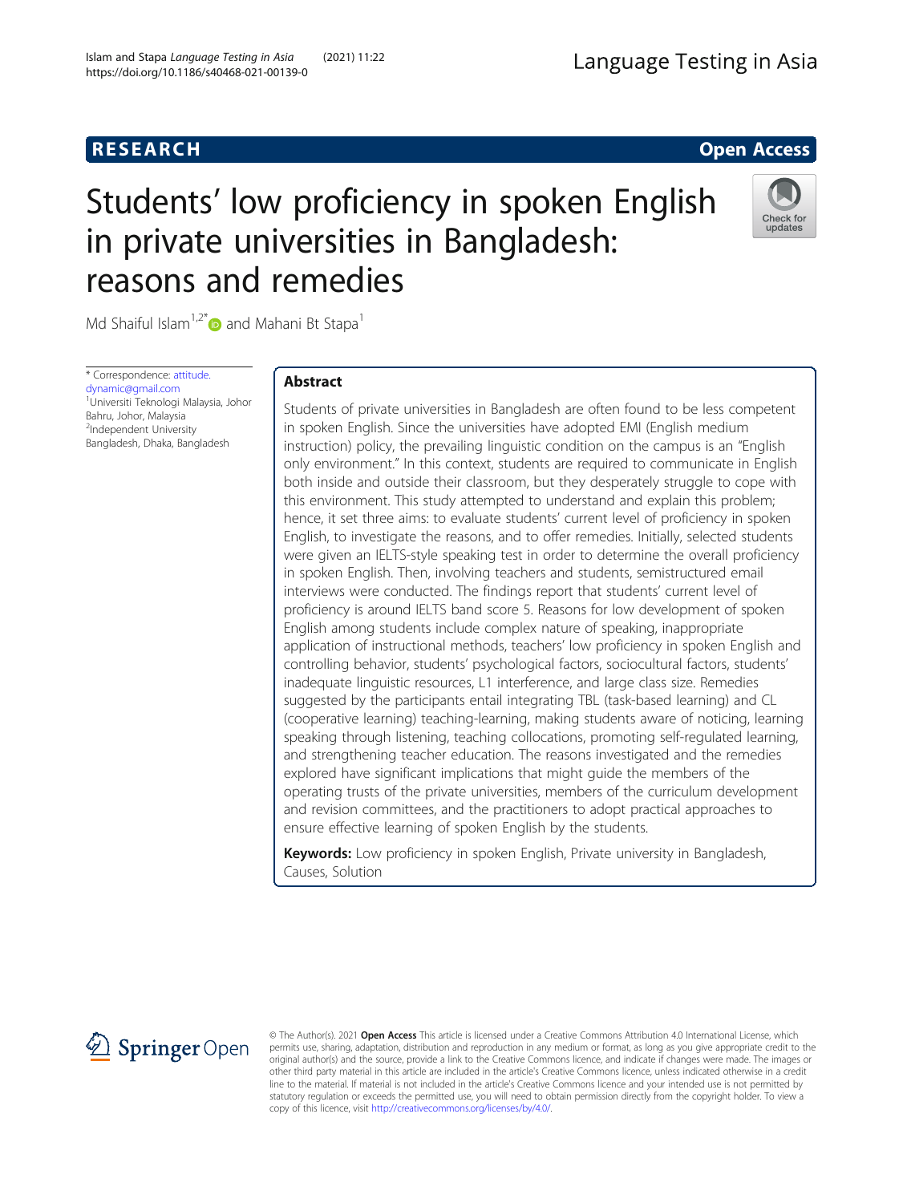RESEARCH Open Access

# Students' low proficiency in spoken English in private universities in Bangladesh: reasons and remedies

Md Shaiful Islam[1,2*] and Mahani Bt Stapa[1]

\* Correspondence: attitude.dynamic@gmail.com
[1]Universiti Teknologi Malaysia, Johor Bahru, Johor, Malaysia
[2]Independent University Bangladesh, Dhaka, Bangladesh

## Abstract

Students of private universities in Bangladesh are often found to be less competent in spoken English. Since the universities have adopted EMI (English medium instruction) policy, the prevailing linguistic condition on the campus is an "English only environment." In this context, students are required to communicate in English both inside and outside their classroom, but they desperately struggle to cope with this environment. This study attempted to understand and explain this problem; hence, it set three aims: to evaluate students' current level of proficiency in spoken English, to investigate the reasons, and to offer remedies. Initially, selected students were given an IELTS-style speaking test in order to determine the overall proficiency in spoken English. Then, involving teachers and students, semistructured email interviews were conducted. The findings report that students' current level of proficiency is around IELTS band score 5. Reasons for low development of spoken English among students include complex nature of speaking, inappropriate application of instructional methods, teachers' low proficiency in spoken English and controlling behavior, students' psychological factors, sociocultural factors, students' inadequate linguistic resources, L1 interference, and large class size. Remedies suggested by the participants entail integrating TBL (task-based learning) and CL (cooperative learning) teaching-learning, making students aware of noticing, learning speaking through listening, teaching collocations, promoting self-regulated learning, and strengthening teacher education. The reasons investigated and the remedies explored have significant implications that might guide the members of the operating trusts of the private universities, members of the curriculum development and revision committees, and the practitioners to adopt practical approaches to ensure effective learning of spoken English by the students.

**Keywords:** Low proficiency in spoken English, Private university in Bangladesh, Causes, Solution

© The Author(s). 2021 **Open Access** This article is licensed under a Creative Commons Attribution 4.0 International License, which permits use, sharing, adaptation, distribution and reproduction in any medium or format, as long as you give appropriate credit to the original author(s) and the source, provide a link to the Creative Commons licence, and indicate if changes were made. The images or other third party material in this article are included in the article's Creative Commons licence, unless indicated otherwise in a credit line to the material. If material is not included in the article's Creative Commons licence and your intended use is not permitted by statutory regulation or exceeds the permitted use, you will need to obtain permission directly from the copyright holder. To view a copy of this licence, visit http://creativecommons.org/licenses/by/4.0/.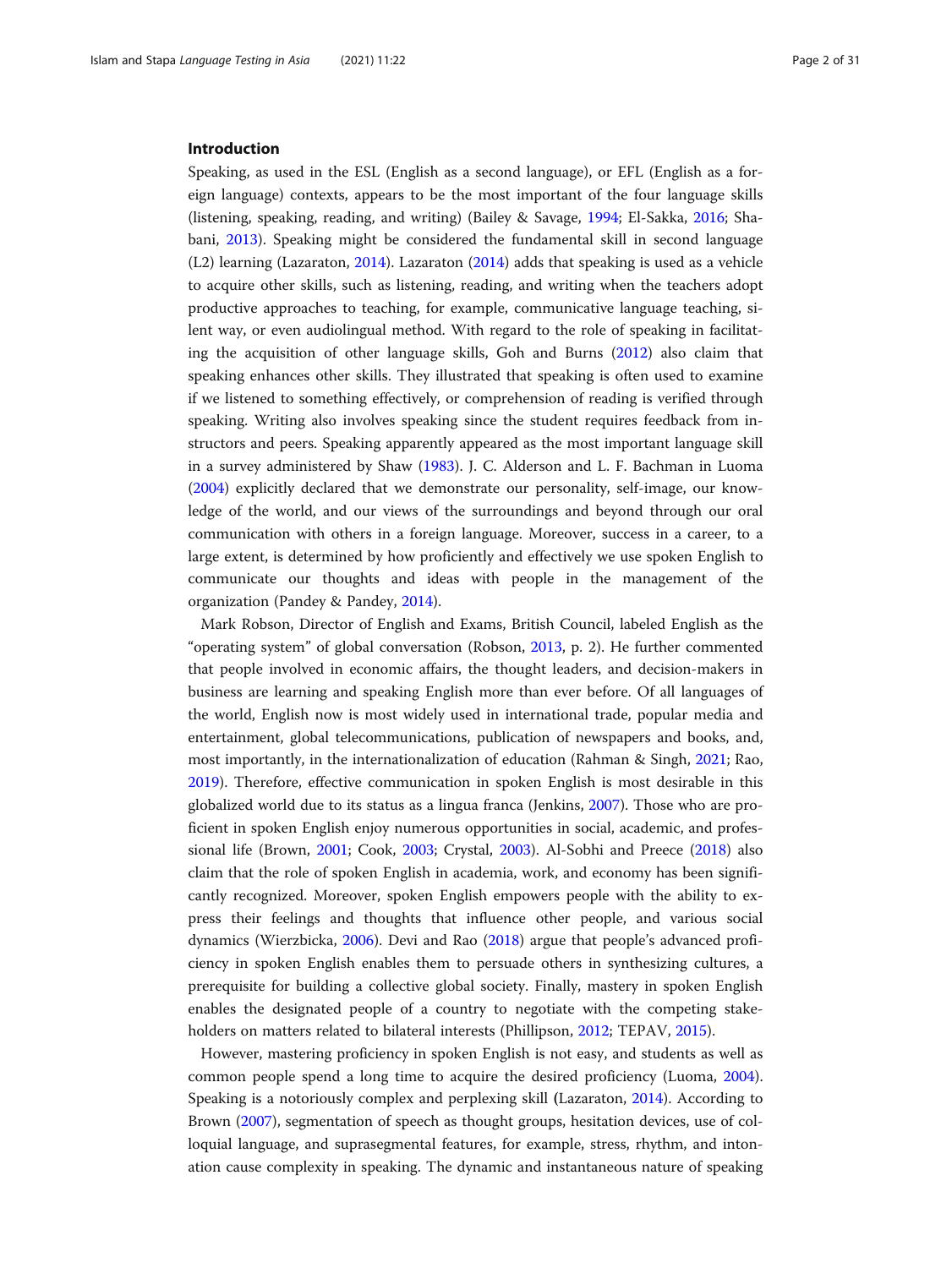## Introduction

Speaking, as used in the ESL (English as a second language), or EFL (English as a foreign language) contexts, appears to be the most important of the four language skills (listening, speaking, reading, and writing) (Bailey & Savage, 1994; El-Sakka, 2016; Shabani, 2013). Speaking might be considered the fundamental skill in second language (L2) learning (Lazaraton, 2014). Lazaraton (2014) adds that speaking is used as a vehicle to acquire other skills, such as listening, reading, and writing when the teachers adopt productive approaches to teaching, for example, communicative language teaching, silent way, or even audiolingual method. With regard to the role of speaking in facilitating the acquisition of other language skills, Goh and Burns (2012) also claim that speaking enhances other skills. They illustrated that speaking is often used to examine if we listened to something effectively, or comprehension of reading is verified through speaking. Writing also involves speaking since the student requires feedback from instructors and peers. Speaking apparently appeared as the most important language skill in a survey administered by Shaw (1983). J. C. Alderson and L. F. Bachman in Luoma (2004) explicitly declared that we demonstrate our personality, self-image, our knowledge of the world, and our views of the surroundings and beyond through our oral communication with others in a foreign language. Moreover, success in a career, to a large extent, is determined by how proficiently and effectively we use spoken English to communicate our thoughts and ideas with people in the management of the organization (Pandey & Pandey, 2014).

Mark Robson, Director of English and Exams, British Council, labeled English as the "operating system" of global conversation (Robson, 2013, p. 2). He further commented that people involved in economic affairs, the thought leaders, and decision-makers in business are learning and speaking English more than ever before. Of all languages of the world, English now is most widely used in international trade, popular media and entertainment, global telecommunications, publication of newspapers and books, and, most importantly, in the internationalization of education (Rahman & Singh, 2021; Rao, 2019). Therefore, effective communication in spoken English is most desirable in this globalized world due to its status as a lingua franca (Jenkins, 2007). Those who are proficient in spoken English enjoy numerous opportunities in social, academic, and professional life (Brown, 2001; Cook, 2003; Crystal, 2003). Al-Sobhi and Preece (2018) also claim that the role of spoken English in academia, work, and economy has been significantly recognized. Moreover, spoken English empowers people with the ability to express their feelings and thoughts that influence other people, and various social dynamics (Wierzbicka, 2006). Devi and Rao (2018) argue that people's advanced proficiency in spoken English enables them to persuade others in synthesizing cultures, a prerequisite for building a collective global society. Finally, mastery in spoken English enables the designated people of a country to negotiate with the competing stakeholders on matters related to bilateral interests (Phillipson, 2012; TEPAV, 2015).

However, mastering proficiency in spoken English is not easy, and students as well as common people spend a long time to acquire the desired proficiency (Luoma, 2004). Speaking is a notoriously complex and perplexing skill (Lazaraton, 2014). According to Brown (2007), segmentation of speech as thought groups, hesitation devices, use of colloquial language, and suprasegmental features, for example, stress, rhythm, and intonation cause complexity in speaking. The dynamic and instantaneous nature of speaking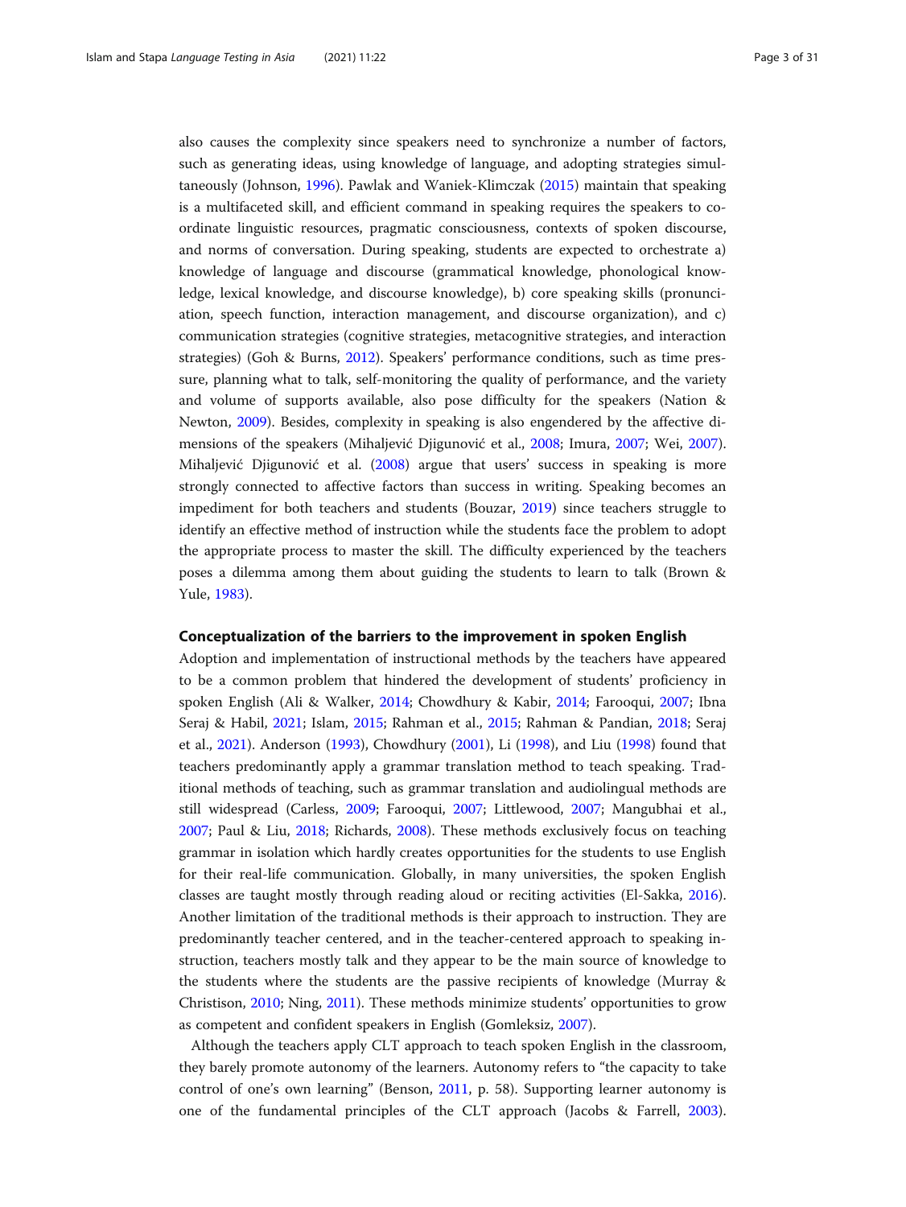also causes the complexity since speakers need to synchronize a number of factors, such as generating ideas, using knowledge of language, and adopting strategies simultaneously (Johnson, 1996). Pawlak and Waniek-Klimczak (2015) maintain that speaking is a multifaceted skill, and efficient command in speaking requires the speakers to coordinate linguistic resources, pragmatic consciousness, contexts of spoken discourse, and norms of conversation. During speaking, students are expected to orchestrate a) knowledge of language and discourse (grammatical knowledge, phonological knowledge, lexical knowledge, and discourse knowledge), b) core speaking skills (pronunciation, speech function, interaction management, and discourse organization), and c) communication strategies (cognitive strategies, metacognitive strategies, and interaction strategies) (Goh & Burns, 2012). Speakers' performance conditions, such as time pressure, planning what to talk, self-monitoring the quality of performance, and the variety and volume of supports available, also pose difficulty for the speakers (Nation & Newton, 2009). Besides, complexity in speaking is also engendered by the affective dimensions of the speakers (Mihaljević Djigunović et al., 2008; Imura, 2007; Wei, 2007). Mihaljević Djigunović et al. (2008) argue that users' success in speaking is more strongly connected to affective factors than success in writing. Speaking becomes an impediment for both teachers and students (Bouzar, 2019) since teachers struggle to identify an effective method of instruction while the students face the problem to adopt the appropriate process to master the skill. The difficulty experienced by the teachers poses a dilemma among them about guiding the students to learn to talk (Brown & Yule, 1983).

## Conceptualization of the barriers to the improvement in spoken English

Adoption and implementation of instructional methods by the teachers have appeared to be a common problem that hindered the development of students' proficiency in spoken English (Ali & Walker, 2014; Chowdhury & Kabir, 2014; Farooqui, 2007; Ibna Seraj & Habil, 2021; Islam, 2015; Rahman et al., 2015; Rahman & Pandian, 2018; Seraj et al., 2021). Anderson (1993), Chowdhury (2001), Li (1998), and Liu (1998) found that teachers predominantly apply a grammar translation method to teach speaking. Traditional methods of teaching, such as grammar translation and audiolingual methods are still widespread (Carless, 2009; Farooqui, 2007; Littlewood, 2007; Mangubhai et al., 2007; Paul & Liu, 2018; Richards, 2008). These methods exclusively focus on teaching grammar in isolation which hardly creates opportunities for the students to use English for their real-life communication. Globally, in many universities, the spoken English classes are taught mostly through reading aloud or reciting activities (El-Sakka, 2016). Another limitation of the traditional methods is their approach to instruction. They are predominantly teacher centered, and in the teacher-centered approach to speaking instruction, teachers mostly talk and they appear to be the main source of knowledge to the students where the students are the passive recipients of knowledge (Murray & Christison, 2010; Ning, 2011). These methods minimize students' opportunities to grow as competent and confident speakers in English (Gomleksiz, 2007).

Although the teachers apply CLT approach to teach spoken English in the classroom, they barely promote autonomy of the learners. Autonomy refers to "the capacity to take control of one's own learning" (Benson, 2011, p. 58). Supporting learner autonomy is one of the fundamental principles of the CLT approach (Jacobs & Farrell, 2003).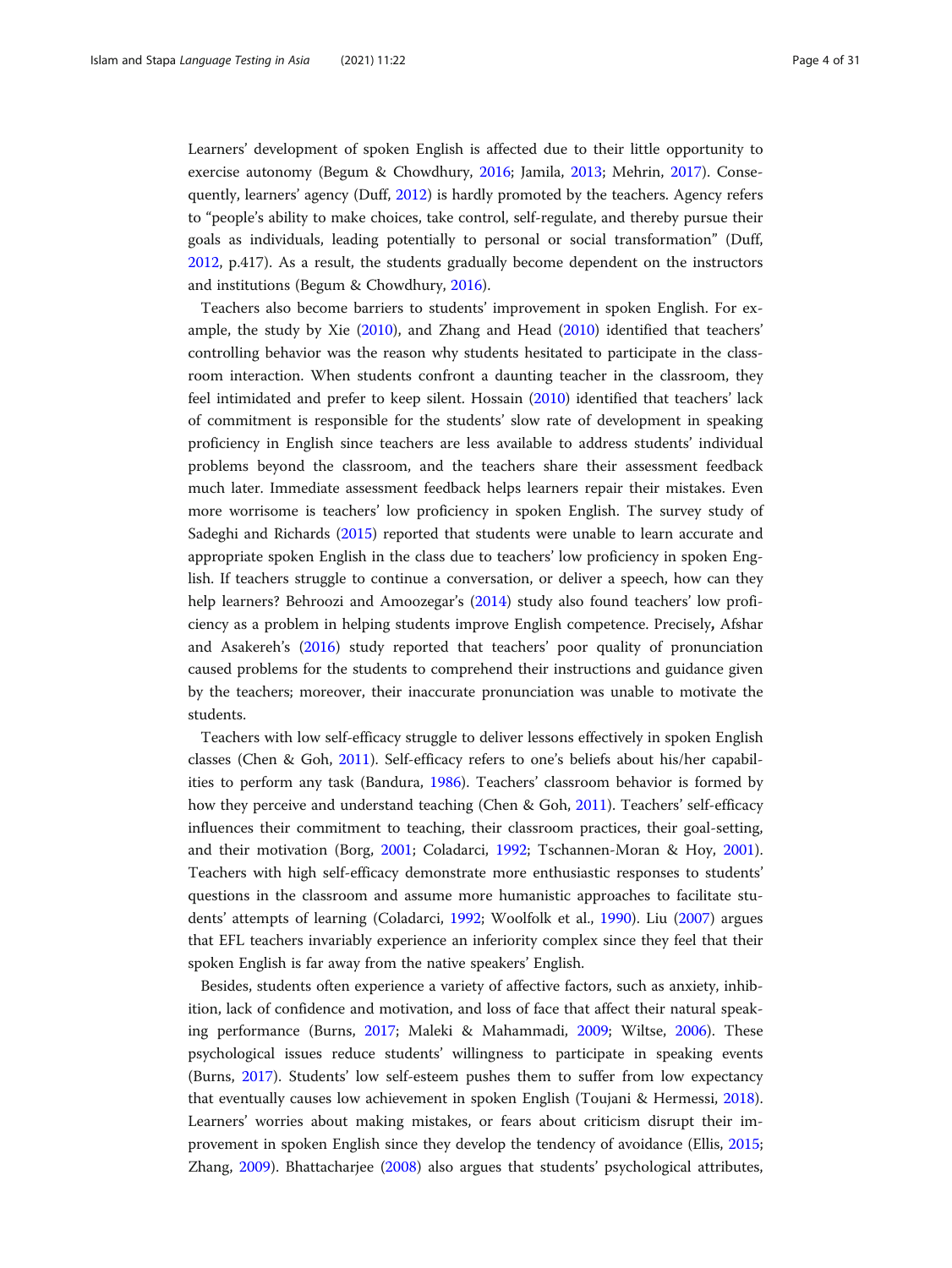Learners' development of spoken English is affected due to their little opportunity to exercise autonomy (Begum & Chowdhury, 2016; Jamila, 2013; Mehrin, 2017). Consequently, learners' agency (Duff, 2012) is hardly promoted by the teachers. Agency refers to "people's ability to make choices, take control, self-regulate, and thereby pursue their goals as individuals, leading potentially to personal or social transformation" (Duff, 2012, p.417). As a result, the students gradually become dependent on the instructors and institutions (Begum & Chowdhury, 2016).

Teachers also become barriers to students' improvement in spoken English. For example, the study by Xie (2010), and Zhang and Head (2010) identified that teachers' controlling behavior was the reason why students hesitated to participate in the classroom interaction. When students confront a daunting teacher in the classroom, they feel intimidated and prefer to keep silent. Hossain (2010) identified that teachers' lack of commitment is responsible for the students' slow rate of development in speaking proficiency in English since teachers are less available to address students' individual problems beyond the classroom, and the teachers share their assessment feedback much later. Immediate assessment feedback helps learners repair their mistakes. Even more worrisome is teachers' low proficiency in spoken English. The survey study of Sadeghi and Richards (2015) reported that students were unable to learn accurate and appropriate spoken English in the class due to teachers' low proficiency in spoken English. If teachers struggle to continue a conversation, or deliver a speech, how can they help learners? Behroozi and Amoozegar's (2014) study also found teachers' low proficiency as a problem in helping students improve English competence. Precisely**,** Afshar and Asakereh's (2016) study reported that teachers' poor quality of pronunciation caused problems for the students to comprehend their instructions and guidance given by the teachers; moreover, their inaccurate pronunciation was unable to motivate the students.

Teachers with low self-efficacy struggle to deliver lessons effectively in spoken English classes (Chen & Goh, 2011). Self-efficacy refers to one's beliefs about his/her capabilities to perform any task (Bandura, 1986). Teachers' classroom behavior is formed by how they perceive and understand teaching (Chen & Goh, 2011). Teachers' self-efficacy influences their commitment to teaching, their classroom practices, their goal-setting, and their motivation (Borg, 2001; Coladarci, 1992; Tschannen-Moran & Hoy, 2001). Teachers with high self-efficacy demonstrate more enthusiastic responses to students' questions in the classroom and assume more humanistic approaches to facilitate students' attempts of learning (Coladarci, 1992; Woolfolk et al., 1990). Liu (2007) argues that EFL teachers invariably experience an inferiority complex since they feel that their spoken English is far away from the native speakers' English.

Besides, students often experience a variety of affective factors, such as anxiety, inhibition, lack of confidence and motivation, and loss of face that affect their natural speaking performance (Burns, 2017; Maleki & Mahammadi, 2009; Wiltse, 2006). These psychological issues reduce students' willingness to participate in speaking events (Burns, 2017). Students' low self-esteem pushes them to suffer from low expectancy that eventually causes low achievement in spoken English (Toujani & Hermessi, 2018). Learners' worries about making mistakes, or fears about criticism disrupt their improvement in spoken English since they develop the tendency of avoidance (Ellis, 2015; Zhang, 2009). Bhattacharjee (2008) also argues that students' psychological attributes,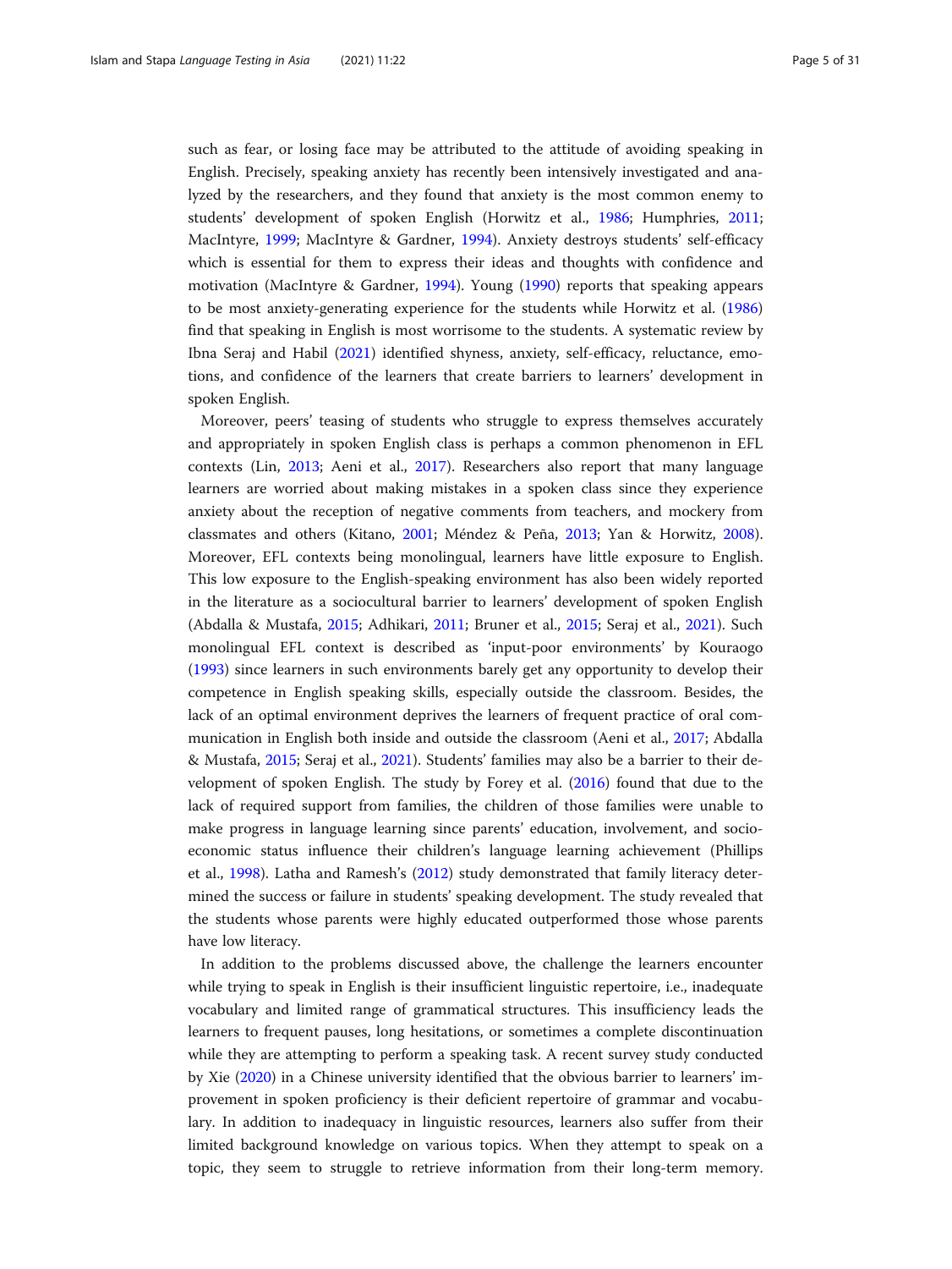such as fear, or losing face may be attributed to the attitude of avoiding speaking in English. Precisely, speaking anxiety has recently been intensively investigated and analyzed by the researchers, and they found that anxiety is the most common enemy to students' development of spoken English (Horwitz et al., 1986; Humphries, 2011; MacIntyre, 1999; MacIntyre & Gardner, 1994). Anxiety destroys students' self-efficacy which is essential for them to express their ideas and thoughts with confidence and motivation (MacIntyre & Gardner, 1994). Young (1990) reports that speaking appears to be most anxiety-generating experience for the students while Horwitz et al. (1986) find that speaking in English is most worrisome to the students. A systematic review by Ibna Seraj and Habil (2021) identified shyness, anxiety, self-efficacy, reluctance, emotions, and confidence of the learners that create barriers to learners' development in spoken English.

Moreover, peers' teasing of students who struggle to express themselves accurately and appropriately in spoken English class is perhaps a common phenomenon in EFL contexts (Lin, 2013; Aeni et al., 2017). Researchers also report that many language learners are worried about making mistakes in a spoken class since they experience anxiety about the reception of negative comments from teachers, and mockery from classmates and others (Kitano, 2001; Méndez & Peña, 2013; Yan & Horwitz, 2008). Moreover, EFL contexts being monolingual, learners have little exposure to English. This low exposure to the English-speaking environment has also been widely reported in the literature as a sociocultural barrier to learners' development of spoken English (Abdalla & Mustafa, 2015; Adhikari, 2011; Bruner et al., 2015; Seraj et al., 2021). Such monolingual EFL context is described as 'input-poor environments' by Kouraogo (1993) since learners in such environments barely get any opportunity to develop their competence in English speaking skills, especially outside the classroom. Besides, the lack of an optimal environment deprives the learners of frequent practice of oral communication in English both inside and outside the classroom (Aeni et al., 2017; Abdalla & Mustafa, 2015; Seraj et al., 2021). Students' families may also be a barrier to their development of spoken English. The study by Forey et al. (2016) found that due to the lack of required support from families, the children of those families were unable to make progress in language learning since parents' education, involvement, and socioeconomic status influence their children's language learning achievement (Phillips et al., 1998). Latha and Ramesh's (2012) study demonstrated that family literacy determined the success or failure in students' speaking development. The study revealed that the students whose parents were highly educated outperformed those whose parents have low literacy.

In addition to the problems discussed above, the challenge the learners encounter while trying to speak in English is their insufficient linguistic repertoire, i.e., inadequate vocabulary and limited range of grammatical structures. This insufficiency leads the learners to frequent pauses, long hesitations, or sometimes a complete discontinuation while they are attempting to perform a speaking task. A recent survey study conducted by Xie (2020) in a Chinese university identified that the obvious barrier to learners' improvement in spoken proficiency is their deficient repertoire of grammar and vocabulary. In addition to inadequacy in linguistic resources, learners also suffer from their limited background knowledge on various topics. When they attempt to speak on a topic, they seem to struggle to retrieve information from their long-term memory.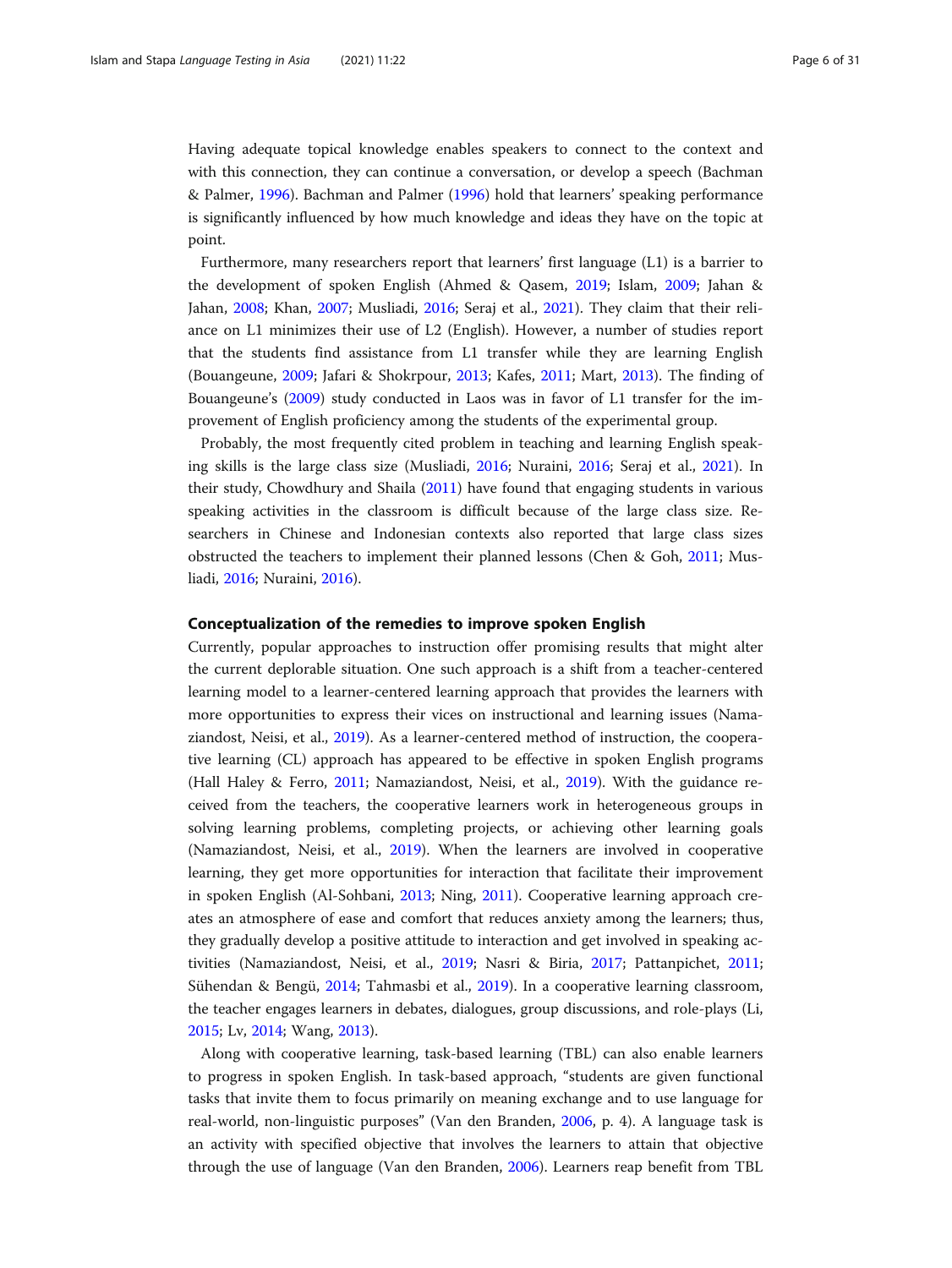Having adequate topical knowledge enables speakers to connect to the context and with this connection, they can continue a conversation, or develop a speech (Bachman & Palmer, 1996). Bachman and Palmer (1996) hold that learners' speaking performance is significantly influenced by how much knowledge and ideas they have on the topic at point.

Furthermore, many researchers report that learners' first language (L1) is a barrier to the development of spoken English (Ahmed & Qasem, 2019; Islam, 2009; Jahan & Jahan, 2008; Khan, 2007; Musliadi, 2016; Seraj et al., 2021). They claim that their reliance on L1 minimizes their use of L2 (English). However, a number of studies report that the students find assistance from L1 transfer while they are learning English (Bouangeune, 2009; Jafari & Shokrpour, 2013; Kafes, 2011; Mart, 2013). The finding of Bouangeune's (2009) study conducted in Laos was in favor of L1 transfer for the improvement of English proficiency among the students of the experimental group.

Probably, the most frequently cited problem in teaching and learning English speaking skills is the large class size (Musliadi, 2016; Nuraini, 2016; Seraj et al., 2021). In their study, Chowdhury and Shaila (2011) have found that engaging students in various speaking activities in the classroom is difficult because of the large class size. Researchers in Chinese and Indonesian contexts also reported that large class sizes obstructed the teachers to implement their planned lessons (Chen & Goh, 2011; Musliadi, 2016; Nuraini, 2016).

### Conceptualization of the remedies to improve spoken English

Currently, popular approaches to instruction offer promising results that might alter the current deplorable situation. One such approach is a shift from a teacher-centered learning model to a learner-centered learning approach that provides the learners with more opportunities to express their vices on instructional and learning issues (Namaziandost, Neisi, et al., 2019). As a learner-centered method of instruction, the cooperative learning (CL) approach has appeared to be effective in spoken English programs (Hall Haley & Ferro, 2011; Namaziandost, Neisi, et al., 2019). With the guidance received from the teachers, the cooperative learners work in heterogeneous groups in solving learning problems, completing projects, or achieving other learning goals (Namaziandost, Neisi, et al., 2019). When the learners are involved in cooperative learning, they get more opportunities for interaction that facilitate their improvement in spoken English (Al-Sohbani, 2013; Ning, 2011). Cooperative learning approach creates an atmosphere of ease and comfort that reduces anxiety among the learners; thus, they gradually develop a positive attitude to interaction and get involved in speaking activities (Namaziandost, Neisi, et al., 2019; Nasri & Biria, 2017; Pattanpichet, 2011; Sühendan & Bengü, 2014; Tahmasbi et al., 2019). In a cooperative learning classroom, the teacher engages learners in debates, dialogues, group discussions, and role-plays (Li, 2015; Lv, 2014; Wang, 2013).

Along with cooperative learning, task-based learning (TBL) can also enable learners to progress in spoken English. In task-based approach, "students are given functional tasks that invite them to focus primarily on meaning exchange and to use language for real-world, non-linguistic purposes" (Van den Branden, 2006, p. 4). A language task is an activity with specified objective that involves the learners to attain that objective through the use of language (Van den Branden, 2006). Learners reap benefit from TBL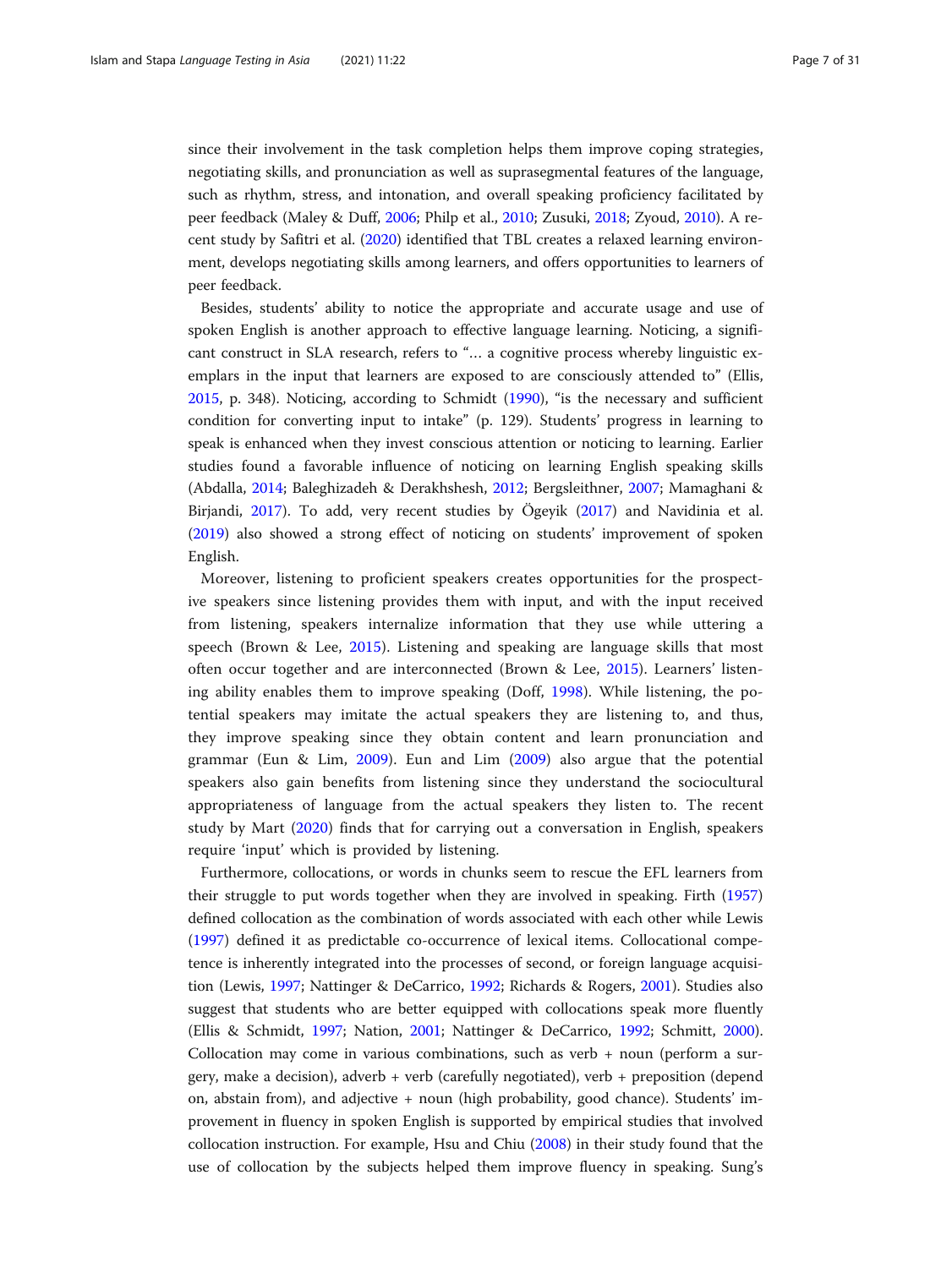since their involvement in the task completion helps them improve coping strategies, negotiating skills, and pronunciation as well as suprasegmental features of the language, such as rhythm, stress, and intonation, and overall speaking proficiency facilitated by peer feedback (Maley & Duff, 2006; Philp et al., 2010; Zusuki, 2018; Zyoud, 2010). A recent study by Safitri et al. (2020) identified that TBL creates a relaxed learning environment, develops negotiating skills among learners, and offers opportunities to learners of peer feedback.

Besides, students' ability to notice the appropriate and accurate usage and use of spoken English is another approach to effective language learning. Noticing, a significant construct in SLA research, refers to "… a cognitive process whereby linguistic exemplars in the input that learners are exposed to are consciously attended to" (Ellis, 2015, p. 348). Noticing, according to Schmidt (1990), "is the necessary and sufficient condition for converting input to intake" (p. 129). Students' progress in learning to speak is enhanced when they invest conscious attention or noticing to learning. Earlier studies found a favorable influence of noticing on learning English speaking skills (Abdalla, 2014; Baleghizadeh & Derakhshesh, 2012; Bergsleithner, 2007; Mamaghani & Birjandi, 2017). To add, very recent studies by Ögeyik (2017) and Navidinia et al. (2019) also showed a strong effect of noticing on students' improvement of spoken English.

Moreover, listening to proficient speakers creates opportunities for the prospective speakers since listening provides them with input, and with the input received from listening, speakers internalize information that they use while uttering a speech (Brown & Lee, 2015). Listening and speaking are language skills that most often occur together and are interconnected (Brown & Lee, 2015). Learners' listening ability enables them to improve speaking (Doff, 1998). While listening, the potential speakers may imitate the actual speakers they are listening to, and thus, they improve speaking since they obtain content and learn pronunciation and grammar (Eun & Lim, 2009). Eun and Lim (2009) also argue that the potential speakers also gain benefits from listening since they understand the sociocultural appropriateness of language from the actual speakers they listen to. The recent study by Mart (2020) finds that for carrying out a conversation in English, speakers require 'input' which is provided by listening.

Furthermore, collocations, or words in chunks seem to rescue the EFL learners from their struggle to put words together when they are involved in speaking. Firth (1957) defined collocation as the combination of words associated with each other while Lewis (1997) defined it as predictable co-occurrence of lexical items. Collocational competence is inherently integrated into the processes of second, or foreign language acquisition (Lewis, 1997; Nattinger & DeCarrico, 1992; Richards & Rogers, 2001). Studies also suggest that students who are better equipped with collocations speak more fluently (Ellis & Schmidt, 1997; Nation, 2001; Nattinger & DeCarrico, 1992; Schmitt, 2000). Collocation may come in various combinations, such as verb + noun (perform a surgery, make a decision), adverb + verb (carefully negotiated), verb + preposition (depend on, abstain from), and adjective + noun (high probability, good chance). Students' improvement in fluency in spoken English is supported by empirical studies that involved collocation instruction. For example, Hsu and Chiu (2008) in their study found that the use of collocation by the subjects helped them improve fluency in speaking. Sung's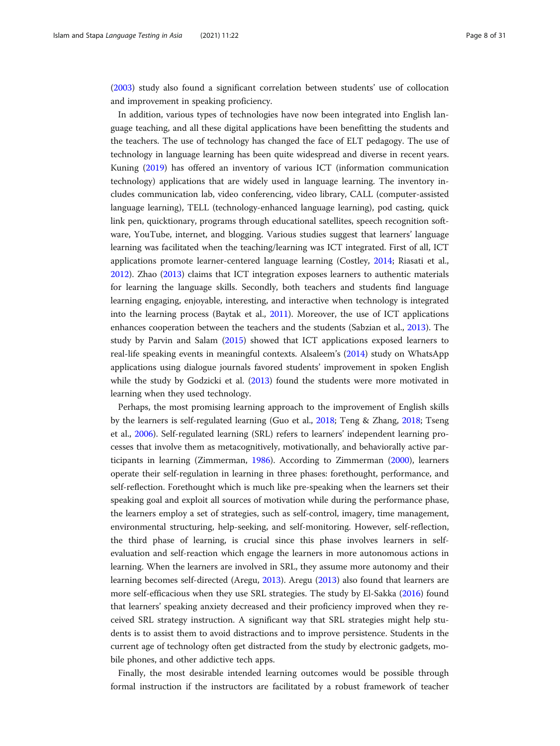(2003) study also found a significant correlation between students' use of collocation and improvement in speaking proficiency.

In addition, various types of technologies have now been integrated into English language teaching, and all these digital applications have been benefitting the students and the teachers. The use of technology has changed the face of ELT pedagogy. The use of technology in language learning has been quite widespread and diverse in recent years. Kuning (2019) has offered an inventory of various ICT (information communication technology) applications that are widely used in language learning. The inventory includes communication lab, video conferencing, video library, CALL (computer-assisted language learning), TELL (technology-enhanced language learning), pod casting, quick link pen, quicktionary, programs through educational satellites, speech recognition software, YouTube, internet, and blogging. Various studies suggest that learners' language learning was facilitated when the teaching/learning was ICT integrated. First of all, ICT applications promote learner-centered language learning (Costley, 2014; Riasati et al., 2012). Zhao (2013) claims that ICT integration exposes learners to authentic materials for learning the language skills. Secondly, both teachers and students find language learning engaging, enjoyable, interesting, and interactive when technology is integrated into the learning process (Baytak et al., 2011). Moreover, the use of ICT applications enhances cooperation between the teachers and the students (Sabzian et al., 2013). The study by Parvin and Salam (2015) showed that ICT applications exposed learners to real-life speaking events in meaningful contexts. Alsaleem's (2014) study on WhatsApp applications using dialogue journals favored students' improvement in spoken English while the study by Godzicki et al. (2013) found the students were more motivated in learning when they used technology.

Perhaps, the most promising learning approach to the improvement of English skills by the learners is self-regulated learning (Guo et al., 2018; Teng & Zhang, 2018; Tseng et al., 2006). Self-regulated learning (SRL) refers to learners' independent learning processes that involve them as metacognitively, motivationally, and behaviorally active participants in learning (Zimmerman, 1986). According to Zimmerman (2000), learners operate their self-regulation in learning in three phases: forethought, performance, and self-reflection. Forethought which is much like pre-speaking when the learners set their speaking goal and exploit all sources of motivation while during the performance phase, the learners employ a set of strategies, such as self-control, imagery, time management, environmental structuring, help-seeking, and self-monitoring. However, self-reflection, the third phase of learning, is crucial since this phase involves learners in self-evaluation and self-reaction which engage the learners in more autonomous actions in learning. When the learners are involved in SRL, they assume more autonomy and their learning becomes self-directed (Aregu, 2013). Aregu (2013) also found that learners are more self-efficacious when they use SRL strategies. The study by El-Sakka (2016) found that learners' speaking anxiety decreased and their proficiency improved when they received SRL strategy instruction. A significant way that SRL strategies might help students is to assist them to avoid distractions and to improve persistence. Students in the current age of technology often get distracted from the study by electronic gadgets, mobile phones, and other addictive tech apps.

Finally, the most desirable intended learning outcomes would be possible through formal instruction if the instructors are facilitated by a robust framework of teacher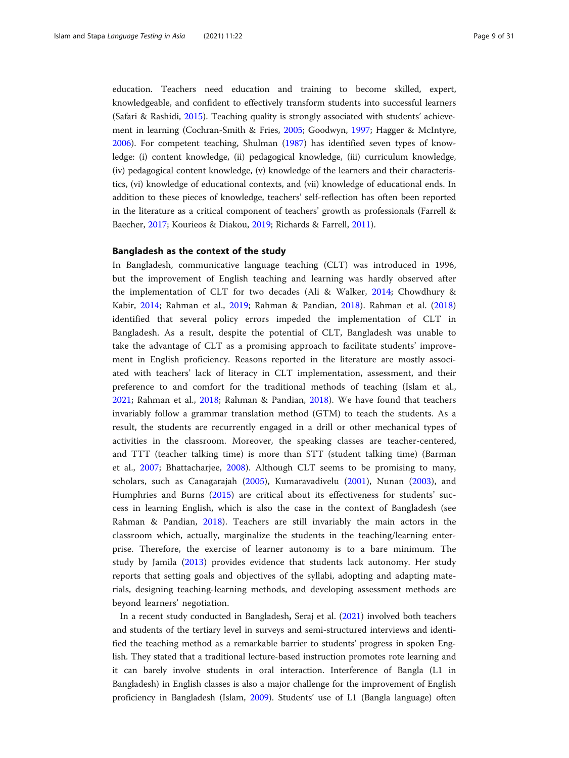education. Teachers need education and training to become skilled, expert, knowledgeable, and confident to effectively transform students into successful learners (Safari & Rashidi, 2015). Teaching quality is strongly associated with students' achievement in learning (Cochran-Smith & Fries, 2005; Goodwyn, 1997; Hagger & McIntyre, 2006). For competent teaching, Shulman (1987) has identified seven types of knowledge: (i) content knowledge, (ii) pedagogical knowledge, (iii) curriculum knowledge, (iv) pedagogical content knowledge, (v) knowledge of the learners and their characteristics, (vi) knowledge of educational contexts, and (vii) knowledge of educational ends. In addition to these pieces of knowledge, teachers' self-reflection has often been reported in the literature as a critical component of teachers' growth as professionals (Farrell & Baecher, 2017; Kourieos & Diakou, 2019; Richards & Farrell, 2011).

## Bangladesh as the context of the study

In Bangladesh, communicative language teaching (CLT) was introduced in 1996, but the improvement of English teaching and learning was hardly observed after the implementation of CLT for two decades (Ali & Walker, 2014; Chowdhury & Kabir, 2014; Rahman et al., 2019; Rahman & Pandian, 2018). Rahman et al. (2018) identified that several policy errors impeded the implementation of CLT in Bangladesh. As a result, despite the potential of CLT, Bangladesh was unable to take the advantage of CLT as a promising approach to facilitate students' improvement in English proficiency. Reasons reported in the literature are mostly associated with teachers' lack of literacy in CLT implementation, assessment, and their preference to and comfort for the traditional methods of teaching (Islam et al., 2021; Rahman et al., 2018; Rahman & Pandian, 2018). We have found that teachers invariably follow a grammar translation method (GTM) to teach the students. As a result, the students are recurrently engaged in a drill or other mechanical types of activities in the classroom. Moreover, the speaking classes are teacher-centered, and TTT (teacher talking time) is more than STT (student talking time) (Barman et al., 2007; Bhattacharjee, 2008). Although CLT seems to be promising to many, scholars, such as Canagarajah (2005), Kumaravadivelu (2001), Nunan (2003), and Humphries and Burns (2015) are critical about its effectiveness for students' success in learning English, which is also the case in the context of Bangladesh (see Rahman & Pandian, 2018). Teachers are still invariably the main actors in the classroom which, actually, marginalize the students in the teaching/learning enterprise. Therefore, the exercise of learner autonomy is to a bare minimum. The study by Jamila (2013) provides evidence that students lack autonomy. Her study reports that setting goals and objectives of the syllabi, adopting and adapting materials, designing teaching-learning methods, and developing assessment methods are beyond learners' negotiation.

In a recent study conducted in Bangladesh**,** Seraj et al. (2021) involved both teachers and students of the tertiary level in surveys and semi-structured interviews and identified the teaching method as a remarkable barrier to students' progress in spoken English. They stated that a traditional lecture-based instruction promotes rote learning and it can barely involve students in oral interaction. Interference of Bangla (L1 in Bangladesh) in English classes is also a major challenge for the improvement of English proficiency in Bangladesh (Islam, 2009). Students' use of L1 (Bangla language) often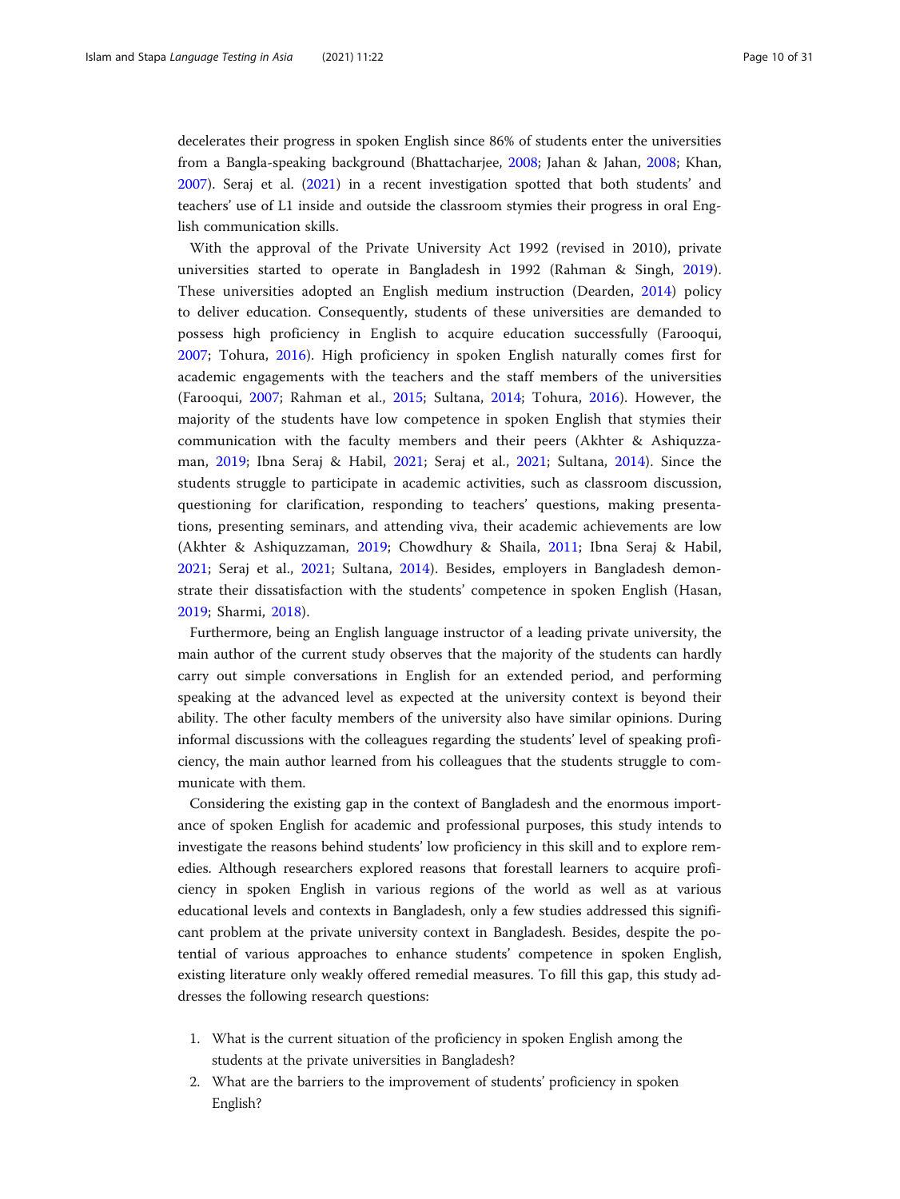decelerates their progress in spoken English since 86% of students enter the universities from a Bangla-speaking background (Bhattacharjee, 2008; Jahan & Jahan, 2008; Khan, 2007). Seraj et al. (2021) in a recent investigation spotted that both students' and teachers' use of L1 inside and outside the classroom stymies their progress in oral English communication skills.

With the approval of the Private University Act 1992 (revised in 2010), private universities started to operate in Bangladesh in 1992 (Rahman & Singh, 2019). These universities adopted an English medium instruction (Dearden, 2014) policy to deliver education. Consequently, students of these universities are demanded to possess high proficiency in English to acquire education successfully (Farooqui, 2007; Tohura, 2016). High proficiency in spoken English naturally comes first for academic engagements with the teachers and the staff members of the universities (Farooqui, 2007; Rahman et al., 2015; Sultana, 2014; Tohura, 2016). However, the majority of the students have low competence in spoken English that stymies their communication with the faculty members and their peers (Akhter & Ashiquzzaman, 2019; Ibna Seraj & Habil, 2021; Seraj et al., 2021; Sultana, 2014). Since the students struggle to participate in academic activities, such as classroom discussion, questioning for clarification, responding to teachers' questions, making presentations, presenting seminars, and attending viva, their academic achievements are low (Akhter & Ashiquzzaman, 2019; Chowdhury & Shaila, 2011; Ibna Seraj & Habil, 2021; Seraj et al., 2021; Sultana, 2014). Besides, employers in Bangladesh demonstrate their dissatisfaction with the students' competence in spoken English (Hasan, 2019; Sharmi, 2018).

Furthermore, being an English language instructor of a leading private university, the main author of the current study observes that the majority of the students can hardly carry out simple conversations in English for an extended period, and performing speaking at the advanced level as expected at the university context is beyond their ability. The other faculty members of the university also have similar opinions. During informal discussions with the colleagues regarding the students' level of speaking proficiency, the main author learned from his colleagues that the students struggle to communicate with them.

Considering the existing gap in the context of Bangladesh and the enormous importance of spoken English for academic and professional purposes, this study intends to investigate the reasons behind students' low proficiency in this skill and to explore remedies. Although researchers explored reasons that forestall learners to acquire proficiency in spoken English in various regions of the world as well as at various educational levels and contexts in Bangladesh, only a few studies addressed this significant problem at the private university context in Bangladesh. Besides, despite the potential of various approaches to enhance students' competence in spoken English, existing literature only weakly offered remedial measures. To fill this gap, this study addresses the following research questions:

1. What is the current situation of the proficiency in spoken English among the students at the private universities in Bangladesh?
2. What are the barriers to the improvement of students' proficiency in spoken English?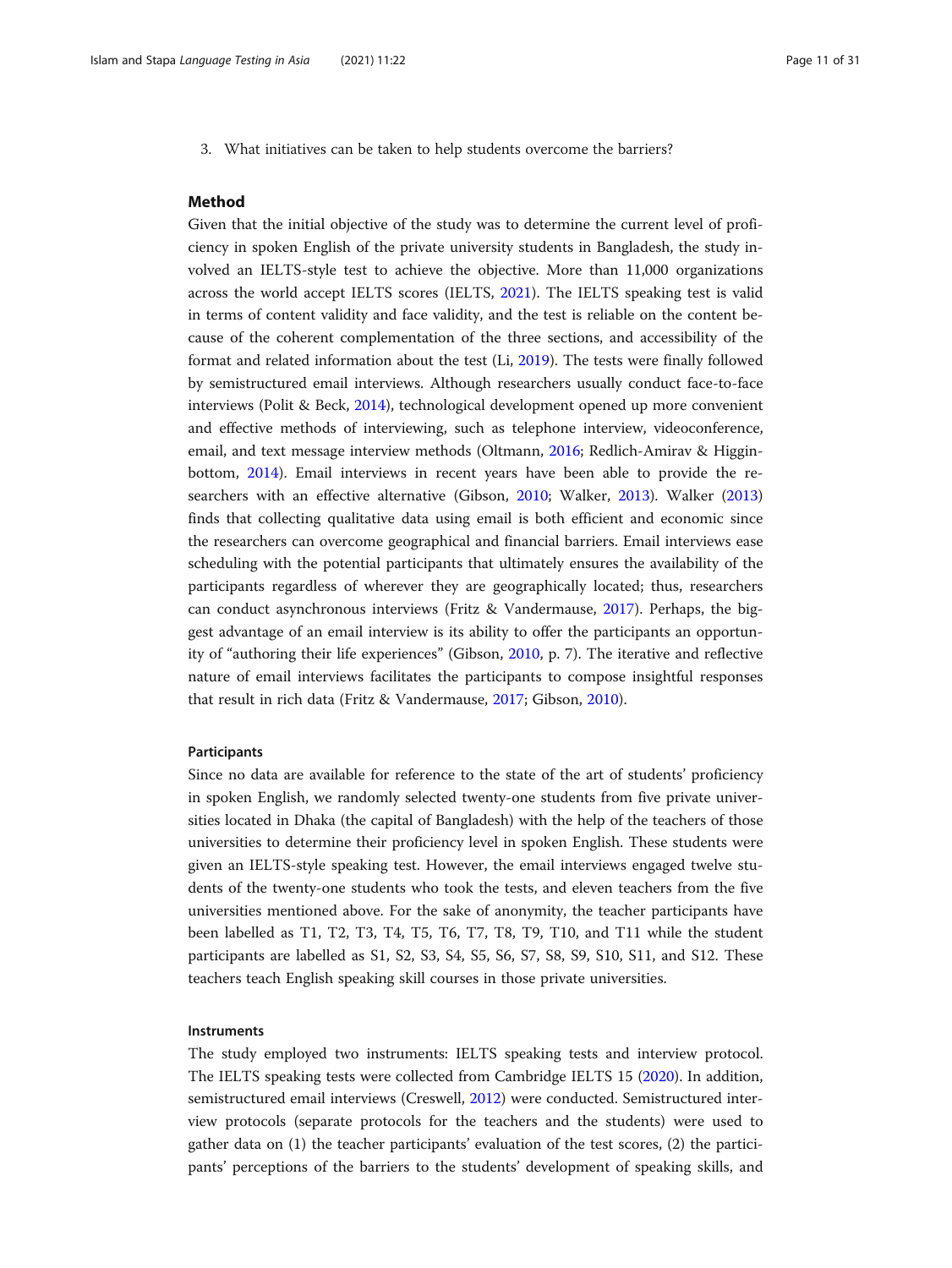3. What initiatives can be taken to help students overcome the barriers?

## Method

Given that the initial objective of the study was to determine the current level of proficiency in spoken English of the private university students in Bangladesh, the study involved an IELTS-style test to achieve the objective. More than 11,000 organizations across the world accept IELTS scores (IELTS, 2021). The IELTS speaking test is valid in terms of content validity and face validity, and the test is reliable on the content because of the coherent complementation of the three sections, and accessibility of the format and related information about the test (Li, 2019). The tests were finally followed by semistructured email interviews. Although researchers usually conduct face-to-face interviews (Polit & Beck, 2014), technological development opened up more convenient and effective methods of interviewing, such as telephone interview, videoconference, email, and text message interview methods (Oltmann, 2016; Redlich-Amirav & Higginbottom, 2014). Email interviews in recent years have been able to provide the researchers with an effective alternative (Gibson, 2010; Walker, 2013). Walker (2013) finds that collecting qualitative data using email is both efficient and economic since the researchers can overcome geographical and financial barriers. Email interviews ease scheduling with the potential participants that ultimately ensures the availability of the participants regardless of wherever they are geographically located; thus, researchers can conduct asynchronous interviews (Fritz & Vandermause, 2017). Perhaps, the biggest advantage of an email interview is its ability to offer the participants an opportunity of "authoring their life experiences" (Gibson, 2010, p. 7). The iterative and reflective nature of email interviews facilitates the participants to compose insightful responses that result in rich data (Fritz & Vandermause, 2017; Gibson, 2010).

### Participants

Since no data are available for reference to the state of the art of students' proficiency in spoken English, we randomly selected twenty-one students from five private universities located in Dhaka (the capital of Bangladesh) with the help of the teachers of those universities to determine their proficiency level in spoken English. These students were given an IELTS-style speaking test. However, the email interviews engaged twelve students of the twenty-one students who took the tests, and eleven teachers from the five universities mentioned above. For the sake of anonymity, the teacher participants have been labelled as T1, T2, T3, T4, T5, T6, T7, T8, T9, T10, and T11 while the student participants are labelled as S1, S2, S3, S4, S5, S6, S7, S8, S9, S10, S11, and S12. These teachers teach English speaking skill courses in those private universities.

### Instruments

The study employed two instruments: IELTS speaking tests and interview protocol. The IELTS speaking tests were collected from Cambridge IELTS 15 (2020). In addition, semistructured email interviews (Creswell, 2012) were conducted. Semistructured interview protocols (separate protocols for the teachers and the students) were used to gather data on (1) the teacher participants' evaluation of the test scores, (2) the participants' perceptions of the barriers to the students' development of speaking skills, and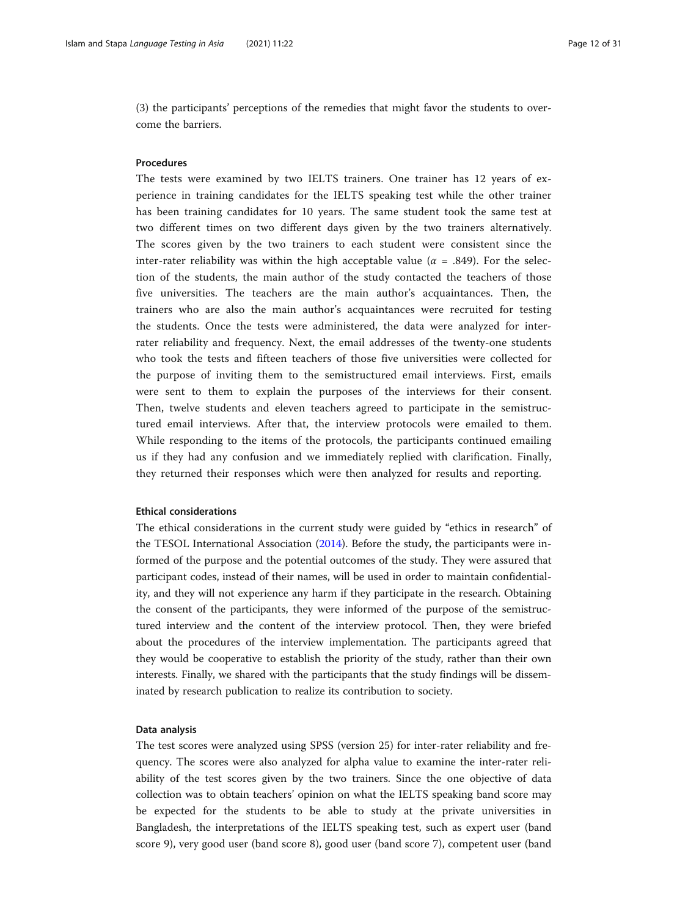(3) the participants' perceptions of the remedies that might favor the students to overcome the barriers.

### Procedures

The tests were examined by two IELTS trainers. One trainer has 12 years of experience in training candidates for the IELTS speaking test while the other trainer has been training candidates for 10 years. The same student took the same test at two different times on two different days given by the two trainers alternatively. The scores given by the two trainers to each student were consistent since the inter-rater reliability was within the high acceptable value ($\alpha$ = .849). For the selection of the students, the main author of the study contacted the teachers of those five universities. The teachers are the main author's acquaintances. Then, the trainers who are also the main author's acquaintances were recruited for testing the students. Once the tests were administered, the data were analyzed for inter-rater reliability and frequency. Next, the email addresses of the twenty-one students who took the tests and fifteen teachers of those five universities were collected for the purpose of inviting them to the semistructured email interviews. First, emails were sent to them to explain the purposes of the interviews for their consent. Then, twelve students and eleven teachers agreed to participate in the semistructured email interviews. After that, the interview protocols were emailed to them. While responding to the items of the protocols, the participants continued emailing us if they had any confusion and we immediately replied with clarification. Finally, they returned their responses which were then analyzed for results and reporting.

### Ethical considerations

The ethical considerations in the current study were guided by "ethics in research" of the TESOL International Association (2014). Before the study, the participants were informed of the purpose and the potential outcomes of the study. They were assured that participant codes, instead of their names, will be used in order to maintain confidentiality, and they will not experience any harm if they participate in the research. Obtaining the consent of the participants, they were informed of the purpose of the semistructured interview and the content of the interview protocol. Then, they were briefed about the procedures of the interview implementation. The participants agreed that they would be cooperative to establish the priority of the study, rather than their own interests. Finally, we shared with the participants that the study findings will be disseminated by research publication to realize its contribution to society.

### Data analysis

The test scores were analyzed using SPSS (version 25) for inter-rater reliability and frequency. The scores were also analyzed for alpha value to examine the inter-rater reliability of the test scores given by the two trainers. Since the one objective of data collection was to obtain teachers' opinion on what the IELTS speaking band score may be expected for the students to be able to study at the private universities in Bangladesh, the interpretations of the IELTS speaking test, such as expert user (band score 9), very good user (band score 8), good user (band score 7), competent user (band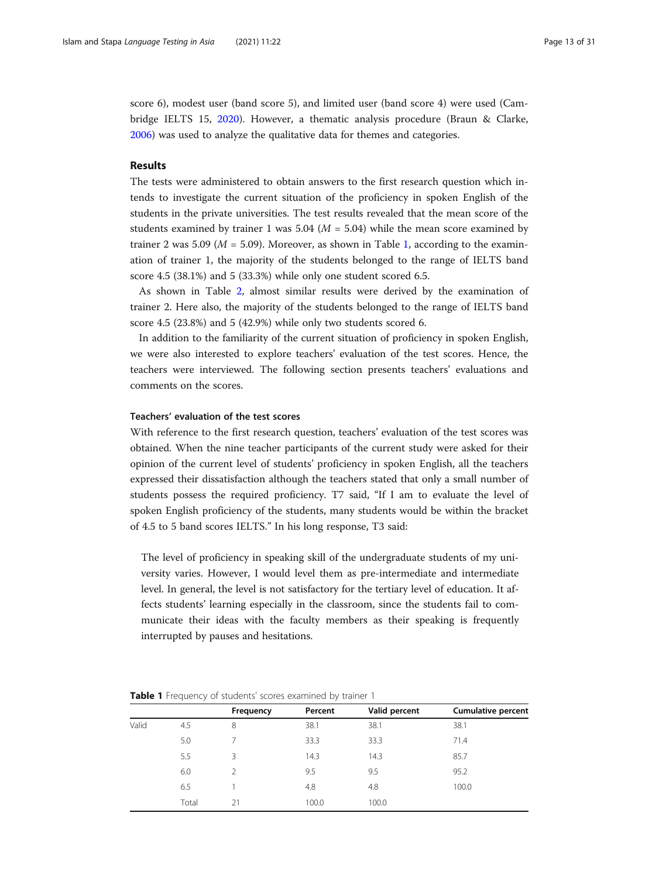score 6), modest user (band score 5), and limited user (band score 4) were used (Cambridge IELTS 15, 2020). However, a thematic analysis procedure (Braun & Clarke, 2006) was used to analyze the qualitative data for themes and categories.

## Results

The tests were administered to obtain answers to the first research question which intends to investigate the current situation of the proficiency in spoken English of the students in the private universities. The test results revealed that the mean score of the students examined by trainer 1 was 5.04 ($M = 5.04$) while the mean score examined by trainer 2 was 5.09 ($M = 5.09$). Moreover, as shown in Table 1, according to the examination of trainer 1, the majority of the students belonged to the range of IELTS band score 4.5 (38.1%) and 5 (33.3%) while only one student scored 6.5.

As shown in Table 2, almost similar results were derived by the examination of trainer 2. Here also, the majority of the students belonged to the range of IELTS band score 4.5 (23.8%) and 5 (42.9%) while only two students scored 6.

In addition to the familiarity of the current situation of proficiency in spoken English, we were also interested to explore teachers' evaluation of the test scores. Hence, the teachers were interviewed. The following section presents teachers' evaluations and comments on the scores.

### Teachers' evaluation of the test scores

With reference to the first research question, teachers' evaluation of the test scores was obtained. When the nine teacher participants of the current study were asked for their opinion of the current level of students' proficiency in spoken English, all the teachers expressed their dissatisfaction although the teachers stated that only a small number of students possess the required proficiency. T7 said, "If I am to evaluate the level of spoken English proficiency of the students, many students would be within the bracket of 4.5 to 5 band scores IELTS." In his long response, T3 said:

> The level of proficiency in speaking skill of the undergraduate students of my university varies. However, I would level them as pre-intermediate and intermediate level. In general, the level is not satisfactory for the tertiary level of education. It affects students' learning especially in the classroom, since the students fail to communicate their ideas with the faculty members as their speaking is frequently interrupted by pauses and hesitations.

**Table 1** Frequency of students' scores examined by trainer 1

| | | Frequency | Percent | Valid percent | Cumulative percent |
|---|---|---|---|---|---|
| Valid | 4.5 | 8 | 38.1 | 38.1 | 38.1 |
| | 5.0 | 7 | 33.3 | 33.3 | 71.4 |
| | 5.5 | 3 | 14.3 | 14.3 | 85.7 |
| | 6.0 | 2 | 9.5 | 9.5 | 95.2 |
| | 6.5 | 1 | 4.8 | 4.8 | 100.0 |
| | Total | 21 | 100.0 | 100.0 | |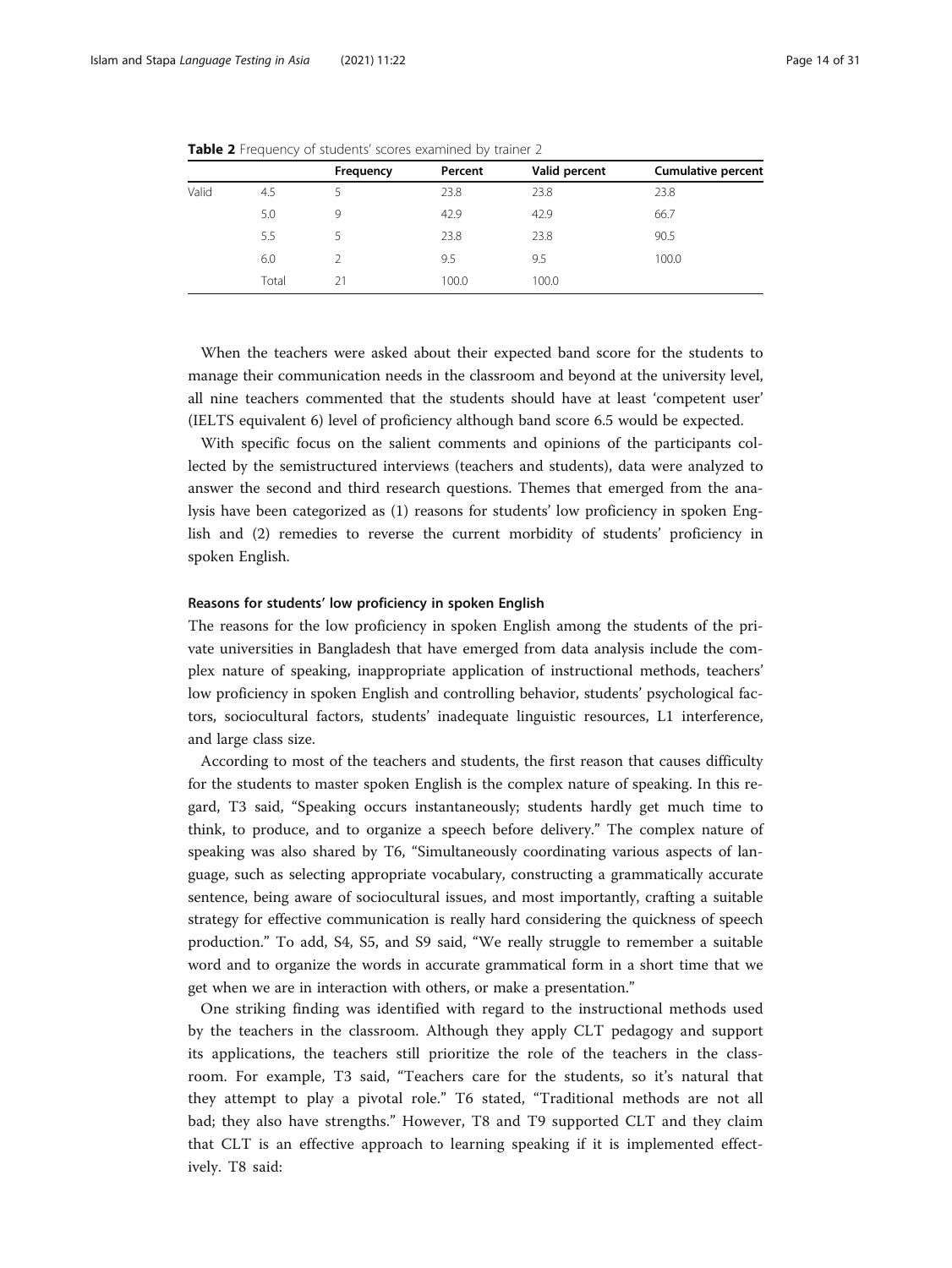**Table 2** Frequency of students' scores examined by trainer 2

| | | Frequency | Percent | Valid percent | Cumulative percent |
|---|---|---|---|---|---|
| Valid | 4.5 | 5 | 23.8 | 23.8 | 23.8 |
| | 5.0 | 9 | 42.9 | 42.9 | 66.7 |
| | 5.5 | 5 | 23.8 | 23.8 | 90.5 |
| | 6.0 | 2 | 9.5 | 9.5 | 100.0 |
| | Total | 21 | 100.0 | 100.0 | |

When the teachers were asked about their expected band score for the students to manage their communication needs in the classroom and beyond at the university level, all nine teachers commented that the students should have at least 'competent user' (IELTS equivalent 6) level of proficiency although band score 6.5 would be expected.

With specific focus on the salient comments and opinions of the participants collected by the semistructured interviews (teachers and students), data were analyzed to answer the second and third research questions. Themes that emerged from the analysis have been categorized as (1) reasons for students' low proficiency in spoken English and (2) remedies to reverse the current morbidity of students' proficiency in spoken English.

#### Reasons for students' low proficiency in spoken English

The reasons for the low proficiency in spoken English among the students of the private universities in Bangladesh that have emerged from data analysis include the complex nature of speaking, inappropriate application of instructional methods, teachers' low proficiency in spoken English and controlling behavior, students' psychological factors, sociocultural factors, students' inadequate linguistic resources, L1 interference, and large class size.

According to most of the teachers and students, the first reason that causes difficulty for the students to master spoken English is the complex nature of speaking. In this regard, T3 said, "Speaking occurs instantaneously; students hardly get much time to think, to produce, and to organize a speech before delivery." The complex nature of speaking was also shared by T6, "Simultaneously coordinating various aspects of language, such as selecting appropriate vocabulary, constructing a grammatically accurate sentence, being aware of sociocultural issues, and most importantly, crafting a suitable strategy for effective communication is really hard considering the quickness of speech production." To add, S4, S5, and S9 said, "We really struggle to remember a suitable word and to organize the words in accurate grammatical form in a short time that we get when we are in interaction with others, or make a presentation."

One striking finding was identified with regard to the instructional methods used by the teachers in the classroom. Although they apply CLT pedagogy and support its applications, the teachers still prioritize the role of the teachers in the classroom. For example, T3 said, "Teachers care for the students, so it's natural that they attempt to play a pivotal role." T6 stated, "Traditional methods are not all bad; they also have strengths." However, T8 and T9 supported CLT and they claim that CLT is an effective approach to learning speaking if it is implemented effectively. T8 said: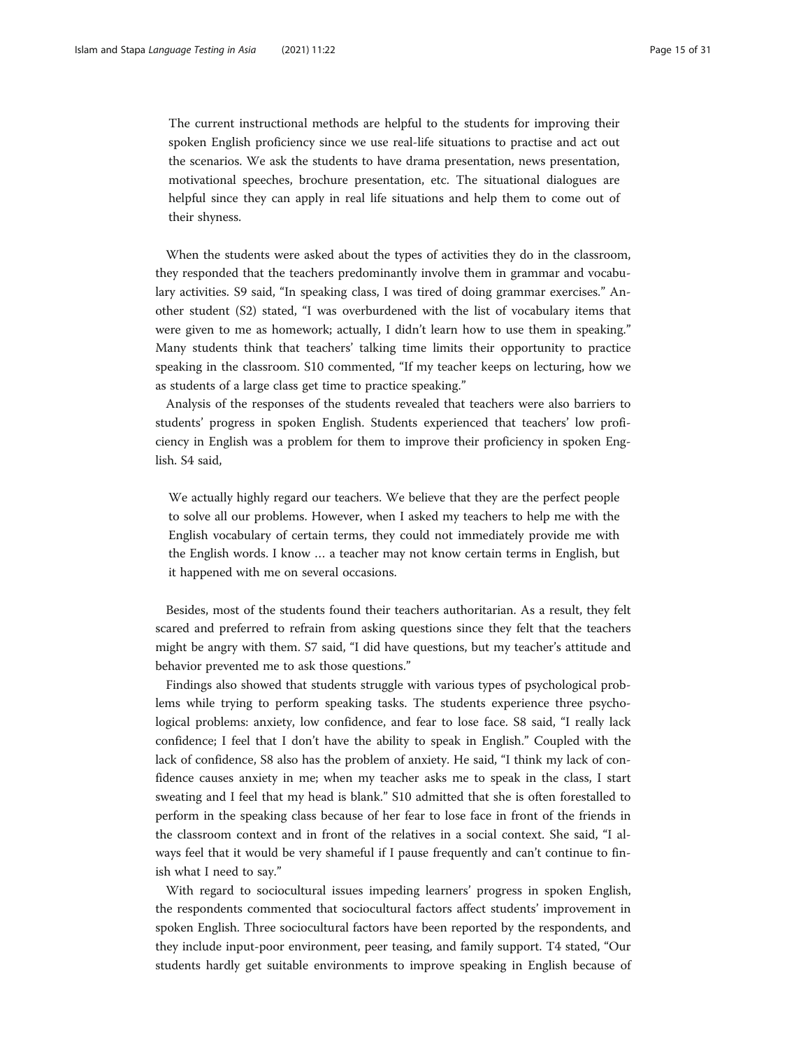> The current instructional methods are helpful to the students for improving their spoken English proficiency since we use real-life situations to practise and act out the scenarios. We ask the students to have drama presentation, news presentation, motivational speeches, brochure presentation, etc. The situational dialogues are helpful since they can apply in real life situations and help them to come out of their shyness.

When the students were asked about the types of activities they do in the classroom, they responded that the teachers predominantly involve them in grammar and vocabulary activities. S9 said, "In speaking class, I was tired of doing grammar exercises." Another student (S2) stated, "I was overburdened with the list of vocabulary items that were given to me as homework; actually, I didn't learn how to use them in speaking." Many students think that teachers' talking time limits their opportunity to practice speaking in the classroom. S10 commented, "If my teacher keeps on lecturing, how we as students of a large class get time to practice speaking."

Analysis of the responses of the students revealed that teachers were also barriers to students' progress in spoken English. Students experienced that teachers' low proficiency in English was a problem for them to improve their proficiency in spoken English. S4 said,

> We actually highly regard our teachers. We believe that they are the perfect people to solve all our problems. However, when I asked my teachers to help me with the English vocabulary of certain terms, they could not immediately provide me with the English words. I know … a teacher may not know certain terms in English, but it happened with me on several occasions.

Besides, most of the students found their teachers authoritarian. As a result, they felt scared and preferred to refrain from asking questions since they felt that the teachers might be angry with them. S7 said, "I did have questions, but my teacher's attitude and behavior prevented me to ask those questions."

Findings also showed that students struggle with various types of psychological problems while trying to perform speaking tasks. The students experience three psychological problems: anxiety, low confidence, and fear to lose face. S8 said, "I really lack confidence; I feel that I don't have the ability to speak in English." Coupled with the lack of confidence, S8 also has the problem of anxiety. He said, "I think my lack of confidence causes anxiety in me; when my teacher asks me to speak in the class, I start sweating and I feel that my head is blank." S10 admitted that she is often forestalled to perform in the speaking class because of her fear to lose face in front of the friends in the classroom context and in front of the relatives in a social context. She said, "I always feel that it would be very shameful if I pause frequently and can't continue to finish what I need to say."

With regard to sociocultural issues impeding learners' progress in spoken English, the respondents commented that sociocultural factors affect students' improvement in spoken English. Three sociocultural factors have been reported by the respondents, and they include input-poor environment, peer teasing, and family support. T4 stated, "Our students hardly get suitable environments to improve speaking in English because of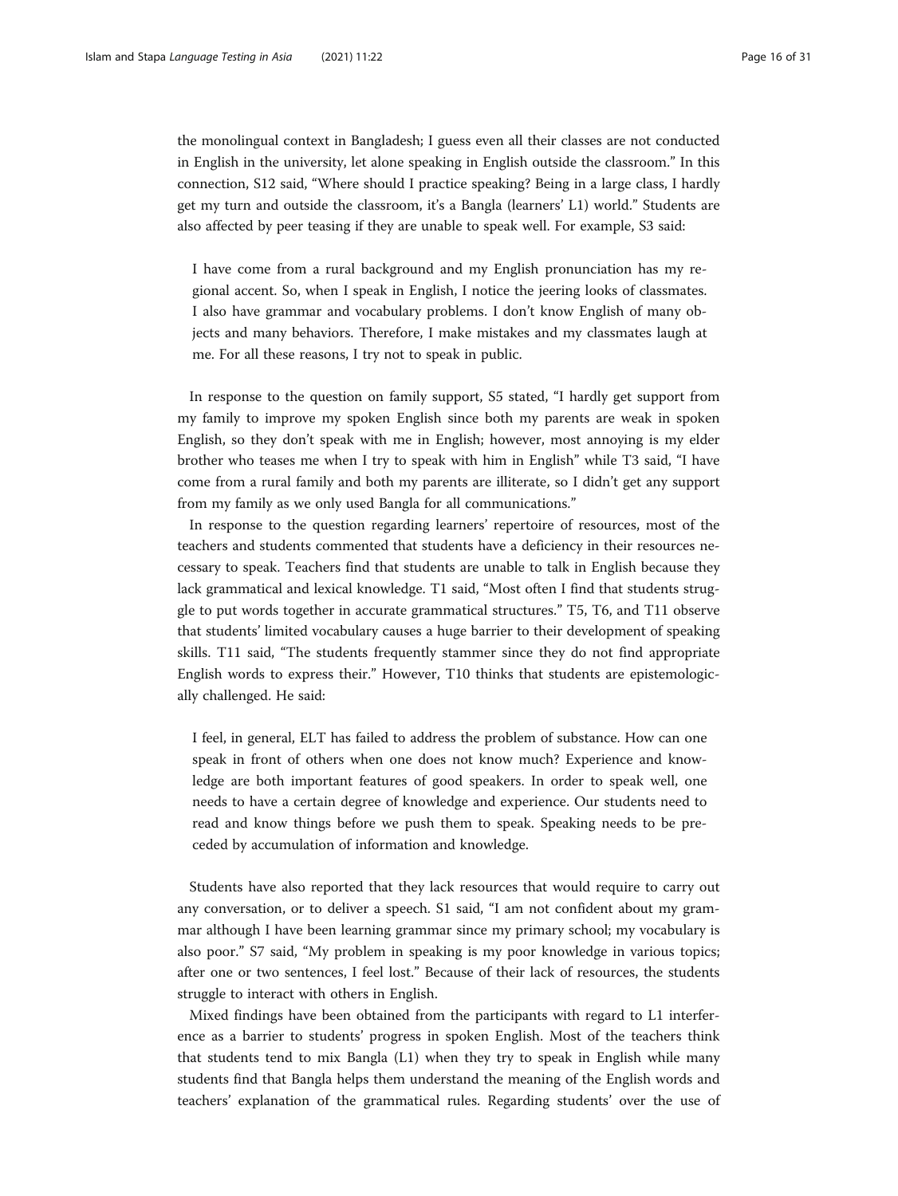the monolingual context in Bangladesh; I guess even all their classes are not conducted in English in the university, let alone speaking in English outside the classroom." In this connection, S12 said, "Where should I practice speaking? Being in a large class, I hardly get my turn and outside the classroom, it's a Bangla (learners' L1) world." Students are also affected by peer teasing if they are unable to speak well. For example, S3 said:

> I have come from a rural background and my English pronunciation has my regional accent. So, when I speak in English, I notice the jeering looks of classmates. I also have grammar and vocabulary problems. I don't know English of many objects and many behaviors. Therefore, I make mistakes and my classmates laugh at me. For all these reasons, I try not to speak in public.

In response to the question on family support, S5 stated, "I hardly get support from my family to improve my spoken English since both my parents are weak in spoken English, so they don't speak with me in English; however, most annoying is my elder brother who teases me when I try to speak with him in English" while T3 said, "I have come from a rural family and both my parents are illiterate, so I didn't get any support from my family as we only used Bangla for all communications."

In response to the question regarding learners' repertoire of resources, most of the teachers and students commented that students have a deficiency in their resources necessary to speak. Teachers find that students are unable to talk in English because they lack grammatical and lexical knowledge. T1 said, "Most often I find that students struggle to put words together in accurate grammatical structures." T5, T6, and T11 observe that students' limited vocabulary causes a huge barrier to their development of speaking skills. T11 said, "The students frequently stammer since they do not find appropriate English words to express their." However, T10 thinks that students are epistemologically challenged. He said:

> I feel, in general, ELT has failed to address the problem of substance. How can one speak in front of others when one does not know much? Experience and knowledge are both important features of good speakers. In order to speak well, one needs to have a certain degree of knowledge and experience. Our students need to read and know things before we push them to speak. Speaking needs to be preceded by accumulation of information and knowledge.

Students have also reported that they lack resources that would require to carry out any conversation, or to deliver a speech. S1 said, "I am not confident about my grammar although I have been learning grammar since my primary school; my vocabulary is also poor." S7 said, "My problem in speaking is my poor knowledge in various topics; after one or two sentences, I feel lost." Because of their lack of resources, the students struggle to interact with others in English.

Mixed findings have been obtained from the participants with regard to L1 interference as a barrier to students' progress in spoken English. Most of the teachers think that students tend to mix Bangla (L1) when they try to speak in English while many students find that Bangla helps them understand the meaning of the English words and teachers' explanation of the grammatical rules. Regarding students' over the use of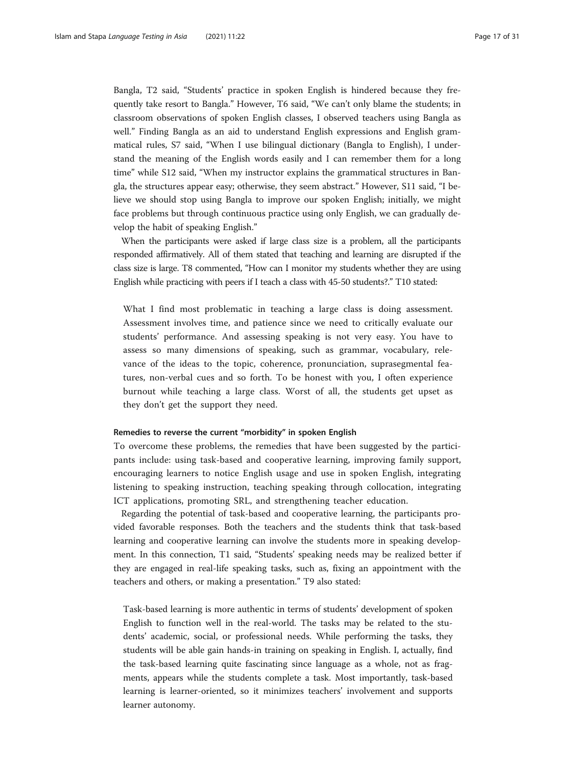Bangla, T2 said, "Students' practice in spoken English is hindered because they frequently take resort to Bangla." However, T6 said, "We can't only blame the students; in classroom observations of spoken English classes, I observed teachers using Bangla as well." Finding Bangla as an aid to understand English expressions and English grammatical rules, S7 said, "When I use bilingual dictionary (Bangla to English), I understand the meaning of the English words easily and I can remember them for a long time" while S12 said, "When my instructor explains the grammatical structures in Bangla, the structures appear easy; otherwise, they seem abstract." However, S11 said, "I believe we should stop using Bangla to improve our spoken English; initially, we might face problems but through continuous practice using only English, we can gradually develop the habit of speaking English."

When the participants were asked if large class size is a problem, all the participants responded affirmatively. All of them stated that teaching and learning are disrupted if the class size is large. T8 commented, "How can I monitor my students whether they are using English while practicing with peers if I teach a class with 45-50 students?." T10 stated:

> What I find most problematic in teaching a large class is doing assessment. Assessment involves time, and patience since we need to critically evaluate our students' performance. And assessing speaking is not very easy. You have to assess so many dimensions of speaking, such as grammar, vocabulary, relevance of the ideas to the topic, coherence, pronunciation, suprasegmental features, non-verbal cues and so forth. To be honest with you, I often experience burnout while teaching a large class. Worst of all, the students get upset as they don't get the support they need.

#### Remedies to reverse the current "morbidity" in spoken English

To overcome these problems, the remedies that have been suggested by the participants include: using task-based and cooperative learning, improving family support, encouraging learners to notice English usage and use in spoken English, integrating listening to speaking instruction, teaching speaking through collocation, integrating ICT applications, promoting SRL, and strengthening teacher education.

Regarding the potential of task-based and cooperative learning, the participants provided favorable responses. Both the teachers and the students think that task-based learning and cooperative learning can involve the students more in speaking development. In this connection, T1 said, "Students' speaking needs may be realized better if they are engaged in real-life speaking tasks, such as, fixing an appointment with the teachers and others, or making a presentation." T9 also stated:

> Task-based learning is more authentic in terms of students' development of spoken English to function well in the real-world. The tasks may be related to the students' academic, social, or professional needs. While performing the tasks, they students will be able gain hands-in training on speaking in English. I, actually, find the task-based learning quite fascinating since language as a whole, not as fragments, appears while the students complete a task. Most importantly, task-based learning is learner-oriented, so it minimizes teachers' involvement and supports learner autonomy.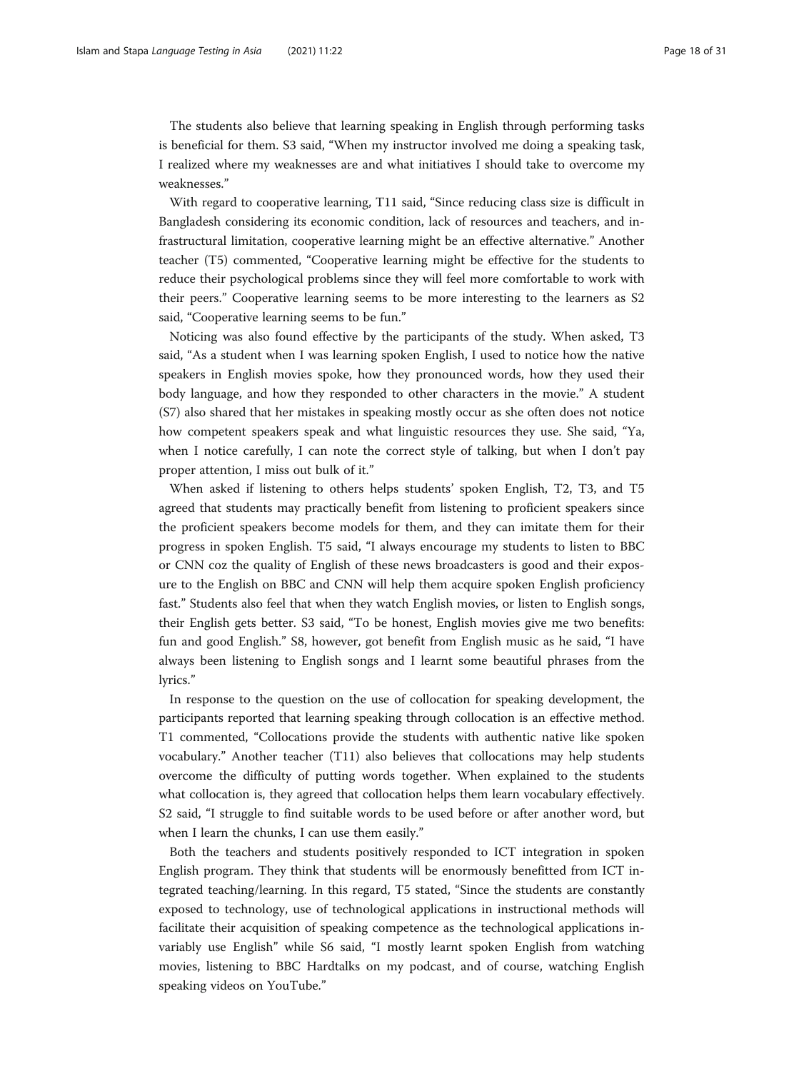The students also believe that learning speaking in English through performing tasks is beneficial for them. S3 said, "When my instructor involved me doing a speaking task, I realized where my weaknesses are and what initiatives I should take to overcome my weaknesses."

With regard to cooperative learning, T11 said, "Since reducing class size is difficult in Bangladesh considering its economic condition, lack of resources and teachers, and infrastructural limitation, cooperative learning might be an effective alternative." Another teacher (T5) commented, "Cooperative learning might be effective for the students to reduce their psychological problems since they will feel more comfortable to work with their peers." Cooperative learning seems to be more interesting to the learners as S2 said, "Cooperative learning seems to be fun."

Noticing was also found effective by the participants of the study. When asked, T3 said, "As a student when I was learning spoken English, I used to notice how the native speakers in English movies spoke, how they pronounced words, how they used their body language, and how they responded to other characters in the movie." A student (S7) also shared that her mistakes in speaking mostly occur as she often does not notice how competent speakers speak and what linguistic resources they use. She said, "Ya, when I notice carefully, I can note the correct style of talking, but when I don't pay proper attention, I miss out bulk of it."

When asked if listening to others helps students' spoken English, T2, T3, and T5 agreed that students may practically benefit from listening to proficient speakers since the proficient speakers become models for them, and they can imitate them for their progress in spoken English. T5 said, "I always encourage my students to listen to BBC or CNN coz the quality of English of these news broadcasters is good and their exposure to the English on BBC and CNN will help them acquire spoken English proficiency fast." Students also feel that when they watch English movies, or listen to English songs, their English gets better. S3 said, "To be honest, English movies give me two benefits: fun and good English." S8, however, got benefit from English music as he said, "I have always been listening to English songs and I learnt some beautiful phrases from the lyrics."

In response to the question on the use of collocation for speaking development, the participants reported that learning speaking through collocation is an effective method. T1 commented, "Collocations provide the students with authentic native like spoken vocabulary." Another teacher (T11) also believes that collocations may help students overcome the difficulty of putting words together. When explained to the students what collocation is, they agreed that collocation helps them learn vocabulary effectively. S2 said, "I struggle to find suitable words to be used before or after another word, but when I learn the chunks, I can use them easily."

Both the teachers and students positively responded to ICT integration in spoken English program. They think that students will be enormously benefitted from ICT integrated teaching/learning. In this regard, T5 stated, "Since the students are constantly exposed to technology, use of technological applications in instructional methods will facilitate their acquisition of speaking competence as the technological applications invariably use English" while S6 said, "I mostly learnt spoken English from watching movies, listening to BBC Hardtalks on my podcast, and of course, watching English speaking videos on YouTube."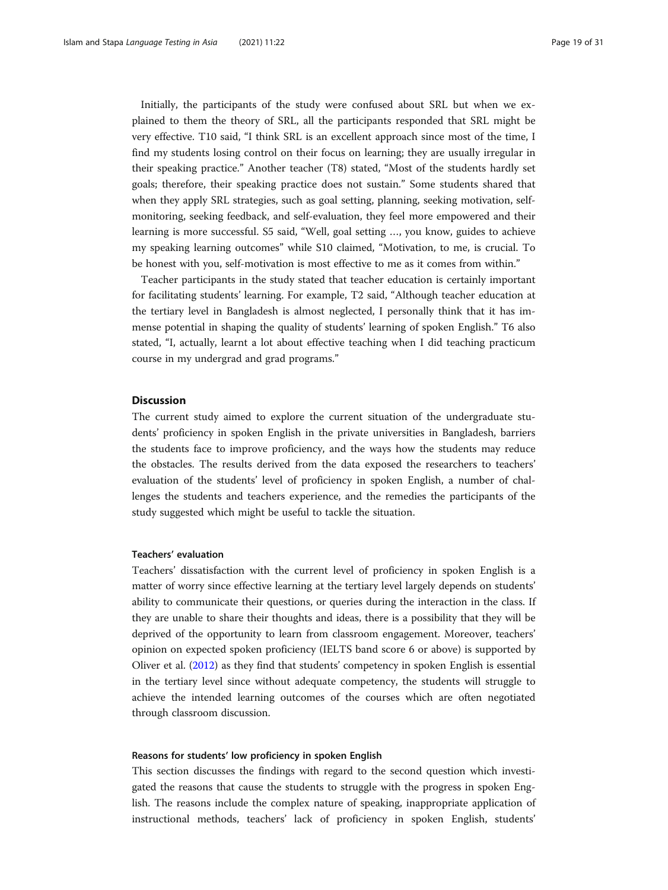Initially, the participants of the study were confused about SRL but when we explained to them the theory of SRL, all the participants responded that SRL might be very effective. T10 said, "I think SRL is an excellent approach since most of the time, I find my students losing control on their focus on learning; they are usually irregular in their speaking practice." Another teacher (T8) stated, "Most of the students hardly set goals; therefore, their speaking practice does not sustain." Some students shared that when they apply SRL strategies, such as goal setting, planning, seeking motivation, self-monitoring, seeking feedback, and self-evaluation, they feel more empowered and their learning is more successful. S5 said, "Well, goal setting …, you know, guides to achieve my speaking learning outcomes" while S10 claimed, "Motivation, to me, is crucial. To be honest with you, self-motivation is most effective to me as it comes from within."

Teacher participants in the study stated that teacher education is certainly important for facilitating students' learning. For example, T2 said, "Although teacher education at the tertiary level in Bangladesh is almost neglected, I personally think that it has immense potential in shaping the quality of students' learning of spoken English." T6 also stated, "I, actually, learnt a lot about effective teaching when I did teaching practicum course in my undergrad and grad programs."

## Discussion

The current study aimed to explore the current situation of the undergraduate students' proficiency in spoken English in the private universities in Bangladesh, barriers the students face to improve proficiency, and the ways how the students may reduce the obstacles. The results derived from the data exposed the researchers to teachers' evaluation of the students' level of proficiency in spoken English, a number of challenges the students and teachers experience, and the remedies the participants of the study suggested which might be useful to tackle the situation.

### Teachers' evaluation

Teachers' dissatisfaction with the current level of proficiency in spoken English is a matter of worry since effective learning at the tertiary level largely depends on students' ability to communicate their questions, or queries during the interaction in the class. If they are unable to share their thoughts and ideas, there is a possibility that they will be deprived of the opportunity to learn from classroom engagement. Moreover, teachers' opinion on expected spoken proficiency (IELTS band score 6 or above) is supported by Oliver et al. (2012) as they find that students' competency in spoken English is essential in the tertiary level since without adequate competency, the students will struggle to achieve the intended learning outcomes of the courses which are often negotiated through classroom discussion.

### Reasons for students' low proficiency in spoken English

This section discusses the findings with regard to the second question which investigated the reasons that cause the students to struggle with the progress in spoken English. The reasons include the complex nature of speaking, inappropriate application of instructional methods, teachers' lack of proficiency in spoken English, students'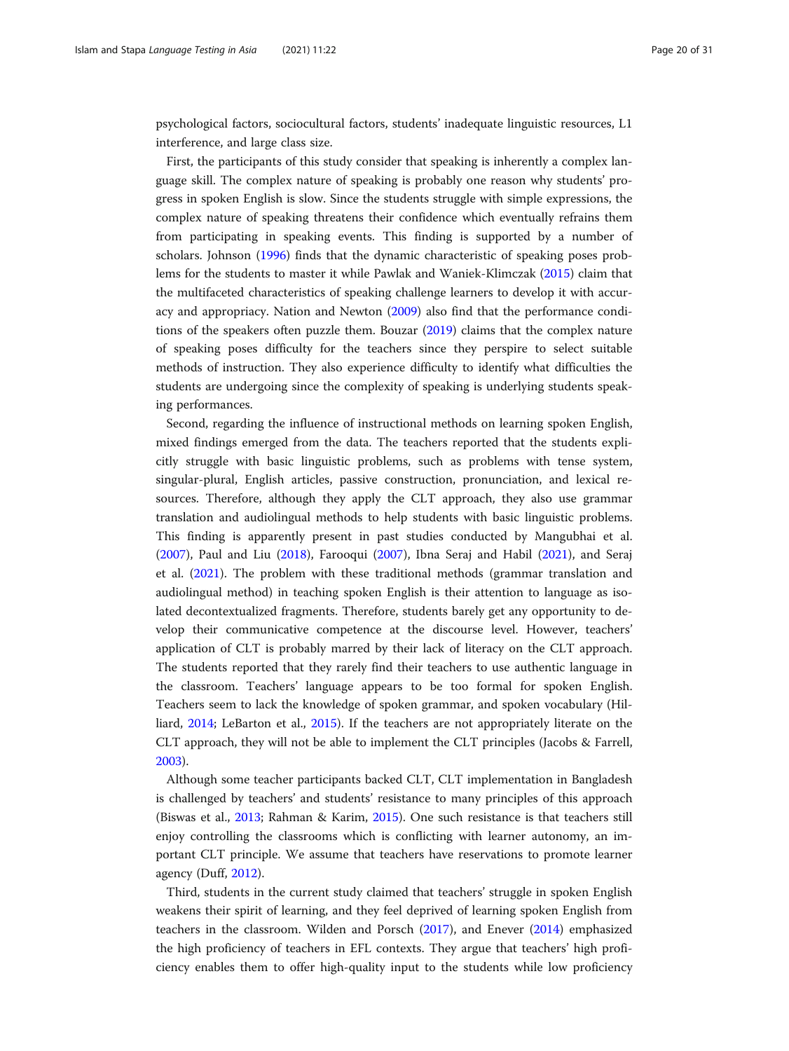psychological factors, sociocultural factors, students' inadequate linguistic resources, L1 interference, and large class size.

First, the participants of this study consider that speaking is inherently a complex language skill. The complex nature of speaking is probably one reason why students' progress in spoken English is slow. Since the students struggle with simple expressions, the complex nature of speaking threatens their confidence which eventually refrains them from participating in speaking events. This finding is supported by a number of scholars. Johnson (1996) finds that the dynamic characteristic of speaking poses problems for the students to master it while Pawlak and Waniek-Klimczak (2015) claim that the multifaceted characteristics of speaking challenge learners to develop it with accuracy and appropriacy. Nation and Newton (2009) also find that the performance conditions of the speakers often puzzle them. Bouzar (2019) claims that the complex nature of speaking poses difficulty for the teachers since they perspire to select suitable methods of instruction. They also experience difficulty to identify what difficulties the students are undergoing since the complexity of speaking is underlying students speaking performances.

Second, regarding the influence of instructional methods on learning spoken English, mixed findings emerged from the data. The teachers reported that the students explicitly struggle with basic linguistic problems, such as problems with tense system, singular-plural, English articles, passive construction, pronunciation, and lexical resources. Therefore, although they apply the CLT approach, they also use grammar translation and audiolingual methods to help students with basic linguistic problems. This finding is apparently present in past studies conducted by Mangubhai et al. (2007), Paul and Liu (2018), Farooqui (2007), Ibna Seraj and Habil (2021), and Seraj et al. (2021). The problem with these traditional methods (grammar translation and audiolingual method) in teaching spoken English is their attention to language as isolated decontextualized fragments. Therefore, students barely get any opportunity to develop their communicative competence at the discourse level. However, teachers' application of CLT is probably marred by their lack of literacy on the CLT approach. The students reported that they rarely find their teachers to use authentic language in the classroom. Teachers' language appears to be too formal for spoken English. Teachers seem to lack the knowledge of spoken grammar, and spoken vocabulary (Hilliard, 2014; LeBarton et al., 2015). If the teachers are not appropriately literate on the CLT approach, they will not be able to implement the CLT principles (Jacobs & Farrell, 2003).

Although some teacher participants backed CLT, CLT implementation in Bangladesh is challenged by teachers' and students' resistance to many principles of this approach (Biswas et al., 2013; Rahman & Karim, 2015). One such resistance is that teachers still enjoy controlling the classrooms which is conflicting with learner autonomy, an important CLT principle. We assume that teachers have reservations to promote learner agency (Duff, 2012).

Third, students in the current study claimed that teachers' struggle in spoken English weakens their spirit of learning, and they feel deprived of learning spoken English from teachers in the classroom. Wilden and Porsch (2017), and Enever (2014) emphasized the high proficiency of teachers in EFL contexts. They argue that teachers' high proficiency enables them to offer high-quality input to the students while low proficiency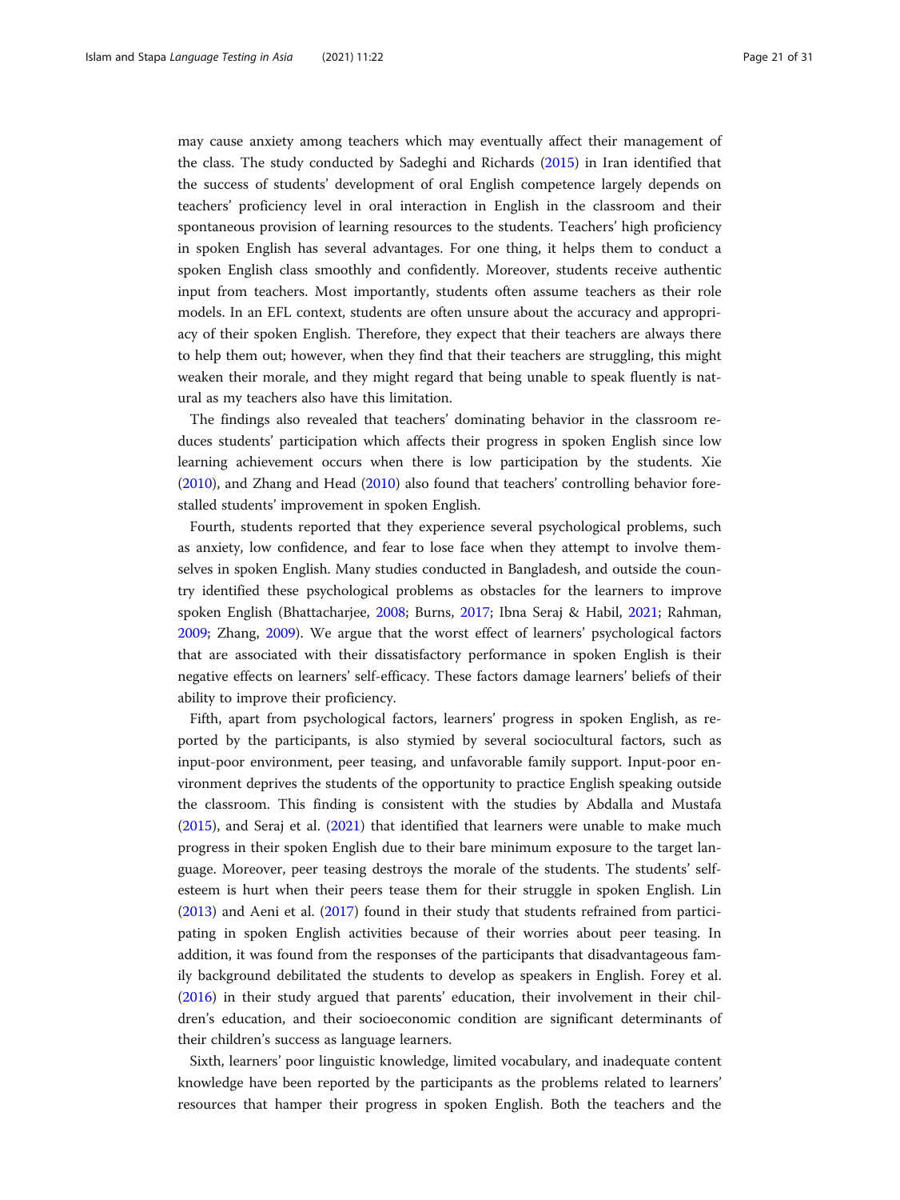may cause anxiety among teachers which may eventually affect their management of the class. The study conducted by Sadeghi and Richards (2015) in Iran identified that the success of students' development of oral English competence largely depends on teachers' proficiency level in oral interaction in English in the classroom and their spontaneous provision of learning resources to the students. Teachers' high proficiency in spoken English has several advantages. For one thing, it helps them to conduct a spoken English class smoothly and confidently. Moreover, students receive authentic input from teachers. Most importantly, students often assume teachers as their role models. In an EFL context, students are often unsure about the accuracy and appropriacy of their spoken English. Therefore, they expect that their teachers are always there to help them out; however, when they find that their teachers are struggling, this might weaken their morale, and they might regard that being unable to speak fluently is natural as my teachers also have this limitation.

The findings also revealed that teachers' dominating behavior in the classroom reduces students' participation which affects their progress in spoken English since low learning achievement occurs when there is low participation by the students. Xie (2010), and Zhang and Head (2010) also found that teachers' controlling behavior forestalled students' improvement in spoken English.

Fourth, students reported that they experience several psychological problems, such as anxiety, low confidence, and fear to lose face when they attempt to involve themselves in spoken English. Many studies conducted in Bangladesh, and outside the country identified these psychological problems as obstacles for the learners to improve spoken English (Bhattacharjee, 2008; Burns, 2017; Ibna Seraj & Habil, 2021; Rahman, 2009; Zhang, 2009). We argue that the worst effect of learners' psychological factors that are associated with their dissatisfactory performance in spoken English is their negative effects on learners' self-efficacy. These factors damage learners' beliefs of their ability to improve their proficiency.

Fifth, apart from psychological factors, learners' progress in spoken English, as reported by the participants, is also stymied by several sociocultural factors, such as input-poor environment, peer teasing, and unfavorable family support. Input-poor environment deprives the students of the opportunity to practice English speaking outside the classroom. This finding is consistent with the studies by Abdalla and Mustafa (2015), and Seraj et al. (2021) that identified that learners were unable to make much progress in their spoken English due to their bare minimum exposure to the target language. Moreover, peer teasing destroys the morale of the students. The students' self-esteem is hurt when their peers tease them for their struggle in spoken English. Lin (2013) and Aeni et al. (2017) found in their study that students refrained from participating in spoken English activities because of their worries about peer teasing. In addition, it was found from the responses of the participants that disadvantageous family background debilitated the students to develop as speakers in English. Forey et al. (2016) in their study argued that parents' education, their involvement in their children's education, and their socioeconomic condition are significant determinants of their children's success as language learners.

Sixth, learners' poor linguistic knowledge, limited vocabulary, and inadequate content knowledge have been reported by the participants as the problems related to learners' resources that hamper their progress in spoken English. Both the teachers and the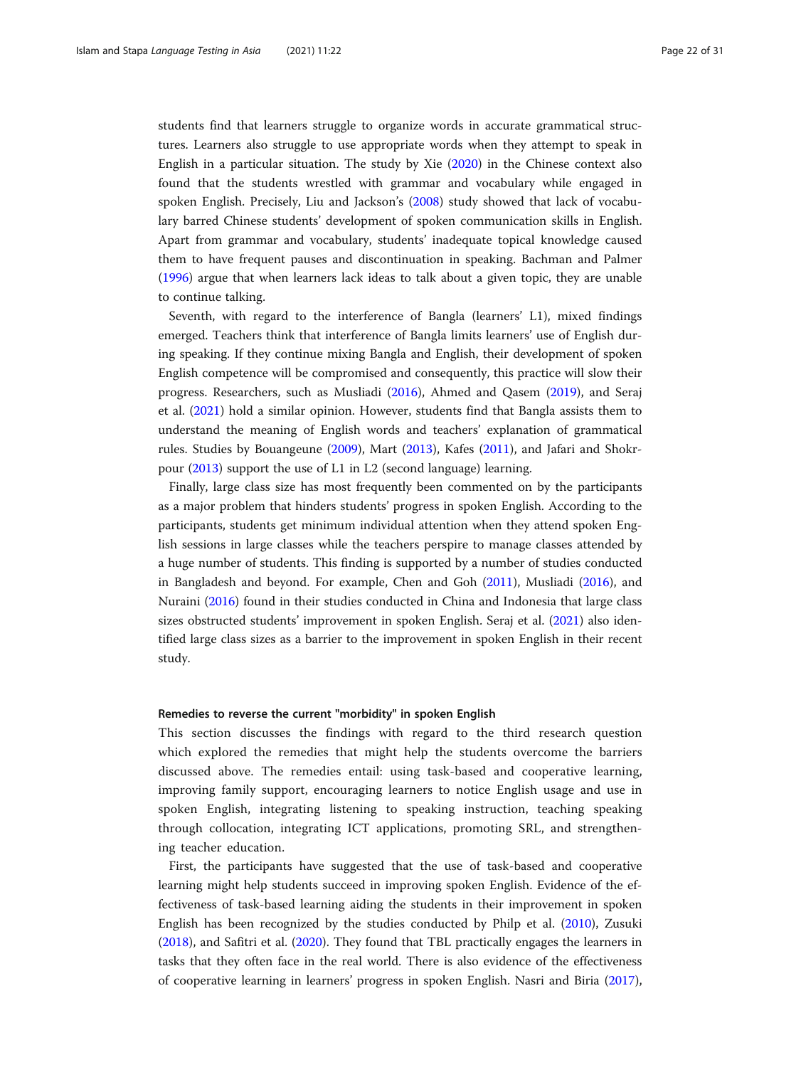students find that learners struggle to organize words in accurate grammatical structures. Learners also struggle to use appropriate words when they attempt to speak in English in a particular situation. The study by Xie (2020) in the Chinese context also found that the students wrestled with grammar and vocabulary while engaged in spoken English. Precisely, Liu and Jackson's (2008) study showed that lack of vocabulary barred Chinese students' development of spoken communication skills in English. Apart from grammar and vocabulary, students' inadequate topical knowledge caused them to have frequent pauses and discontinuation in speaking. Bachman and Palmer (1996) argue that when learners lack ideas to talk about a given topic, they are unable to continue talking.

Seventh, with regard to the interference of Bangla (learners' L1), mixed findings emerged. Teachers think that interference of Bangla limits learners' use of English during speaking. If they continue mixing Bangla and English, their development of spoken English competence will be compromised and consequently, this practice will slow their progress. Researchers, such as Musliadi (2016), Ahmed and Qasem (2019), and Seraj et al. (2021) hold a similar opinion. However, students find that Bangla assists them to understand the meaning of English words and teachers' explanation of grammatical rules. Studies by Bouangeune (2009), Mart (2013), Kafes (2011), and Jafari and Shokrpour (2013) support the use of L1 in L2 (second language) learning.

Finally, large class size has most frequently been commented on by the participants as a major problem that hinders students' progress in spoken English. According to the participants, students get minimum individual attention when they attend spoken English sessions in large classes while the teachers perspire to manage classes attended by a huge number of students. This finding is supported by a number of studies conducted in Bangladesh and beyond. For example, Chen and Goh (2011), Musliadi (2016), and Nuraini (2016) found in their studies conducted in China and Indonesia that large class sizes obstructed students' improvement in spoken English. Seraj et al. (2021) also identified large class sizes as a barrier to the improvement in spoken English in their recent study.

#### Remedies to reverse the current "morbidity" in spoken English

This section discusses the findings with regard to the third research question which explored the remedies that might help the students overcome the barriers discussed above. The remedies entail: using task-based and cooperative learning, improving family support, encouraging learners to notice English usage and use in spoken English, integrating listening to speaking instruction, teaching speaking through collocation, integrating ICT applications, promoting SRL, and strengthening teacher education.

First, the participants have suggested that the use of task-based and cooperative learning might help students succeed in improving spoken English. Evidence of the effectiveness of task-based learning aiding the students in their improvement in spoken English has been recognized by the studies conducted by Philp et al. (2010), Zusuki (2018), and Safitri et al. (2020). They found that TBL practically engages the learners in tasks that they often face in the real world. There is also evidence of the effectiveness of cooperative learning in learners' progress in spoken English. Nasri and Biria (2017),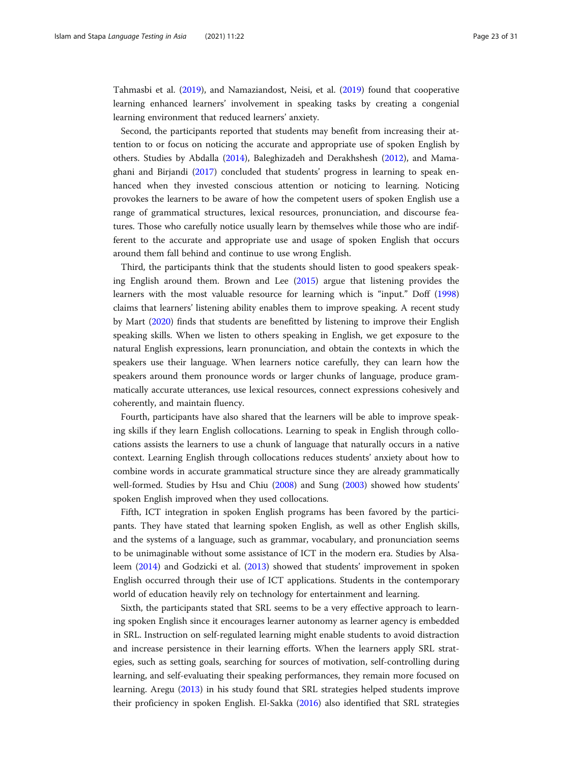Tahmasbi et al. (2019), and Namaziandost, Neisi, et al. (2019) found that cooperative learning enhanced learners' involvement in speaking tasks by creating a congenial learning environment that reduced learners' anxiety.

Second, the participants reported that students may benefit from increasing their attention to or focus on noticing the accurate and appropriate use of spoken English by others. Studies by Abdalla (2014), Baleghizadeh and Derakhshesh (2012), and Mamaghani and Birjandi (2017) concluded that students' progress in learning to speak enhanced when they invested conscious attention or noticing to learning. Noticing provokes the learners to be aware of how the competent users of spoken English use a range of grammatical structures, lexical resources, pronunciation, and discourse features. Those who carefully notice usually learn by themselves while those who are indifferent to the accurate and appropriate use and usage of spoken English that occurs around them fall behind and continue to use wrong English.

Third, the participants think that the students should listen to good speakers speaking English around them. Brown and Lee (2015) argue that listening provides the learners with the most valuable resource for learning which is "input." Doff (1998) claims that learners' listening ability enables them to improve speaking. A recent study by Mart (2020) finds that students are benefitted by listening to improve their English speaking skills. When we listen to others speaking in English, we get exposure to the natural English expressions, learn pronunciation, and obtain the contexts in which the speakers use their language. When learners notice carefully, they can learn how the speakers around them pronounce words or larger chunks of language, produce grammatically accurate utterances, use lexical resources, connect expressions cohesively and coherently, and maintain fluency.

Fourth, participants have also shared that the learners will be able to improve speaking skills if they learn English collocations. Learning to speak in English through collocations assists the learners to use a chunk of language that naturally occurs in a native context. Learning English through collocations reduces students' anxiety about how to combine words in accurate grammatical structure since they are already grammatically well-formed. Studies by Hsu and Chiu (2008) and Sung (2003) showed how students' spoken English improved when they used collocations.

Fifth, ICT integration in spoken English programs has been favored by the participants. They have stated that learning spoken English, as well as other English skills, and the systems of a language, such as grammar, vocabulary, and pronunciation seems to be unimaginable without some assistance of ICT in the modern era. Studies by Alsaleem (2014) and Godzicki et al. (2013) showed that students' improvement in spoken English occurred through their use of ICT applications. Students in the contemporary world of education heavily rely on technology for entertainment and learning.

Sixth, the participants stated that SRL seems to be a very effective approach to learning spoken English since it encourages learner autonomy as learner agency is embedded in SRL. Instruction on self-regulated learning might enable students to avoid distraction and increase persistence in their learning efforts. When the learners apply SRL strategies, such as setting goals, searching for sources of motivation, self-controlling during learning, and self-evaluating their speaking performances, they remain more focused on learning. Aregu (2013) in his study found that SRL strategies helped students improve their proficiency in spoken English. El-Sakka (2016) also identified that SRL strategies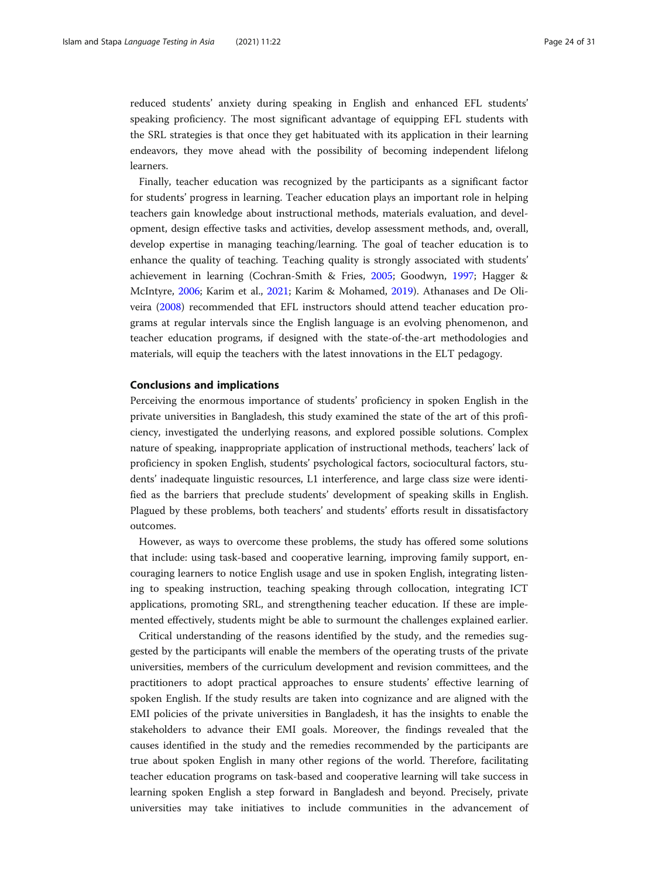reduced students' anxiety during speaking in English and enhanced EFL students' speaking proficiency. The most significant advantage of equipping EFL students with the SRL strategies is that once they get habituated with its application in their learning endeavors, they move ahead with the possibility of becoming independent lifelong learners.

Finally, teacher education was recognized by the participants as a significant factor for students' progress in learning. Teacher education plays an important role in helping teachers gain knowledge about instructional methods, materials evaluation, and development, design effective tasks and activities, develop assessment methods, and, overall, develop expertise in managing teaching/learning. The goal of teacher education is to enhance the quality of teaching. Teaching quality is strongly associated with students' achievement in learning (Cochran-Smith & Fries, 2005; Goodwyn, 1997; Hagger & McIntyre, 2006; Karim et al., 2021; Karim & Mohamed, 2019). Athanases and De Oliveira (2008) recommended that EFL instructors should attend teacher education programs at regular intervals since the English language is an evolving phenomenon, and teacher education programs, if designed with the state-of-the-art methodologies and materials, will equip the teachers with the latest innovations in the ELT pedagogy.

## Conclusions and implications

Perceiving the enormous importance of students' proficiency in spoken English in the private universities in Bangladesh, this study examined the state of the art of this proficiency, investigated the underlying reasons, and explored possible solutions. Complex nature of speaking, inappropriate application of instructional methods, teachers' lack of proficiency in spoken English, students' psychological factors, sociocultural factors, students' inadequate linguistic resources, L1 interference, and large class size were identified as the barriers that preclude students' development of speaking skills in English. Plagued by these problems, both teachers' and students' efforts result in dissatisfactory outcomes.

However, as ways to overcome these problems, the study has offered some solutions that include: using task-based and cooperative learning, improving family support, encouraging learners to notice English usage and use in spoken English, integrating listening to speaking instruction, teaching speaking through collocation, integrating ICT applications, promoting SRL, and strengthening teacher education. If these are implemented effectively, students might be able to surmount the challenges explained earlier.

Critical understanding of the reasons identified by the study, and the remedies suggested by the participants will enable the members of the operating trusts of the private universities, members of the curriculum development and revision committees, and the practitioners to adopt practical approaches to ensure students' effective learning of spoken English. If the study results are taken into cognizance and are aligned with the EMI policies of the private universities in Bangladesh, it has the insights to enable the stakeholders to advance their EMI goals. Moreover, the findings revealed that the causes identified in the study and the remedies recommended by the participants are true about spoken English in many other regions of the world. Therefore, facilitating teacher education programs on task-based and cooperative learning will take success in learning spoken English a step forward in Bangladesh and beyond. Precisely, private universities may take initiatives to include communities in the advancement of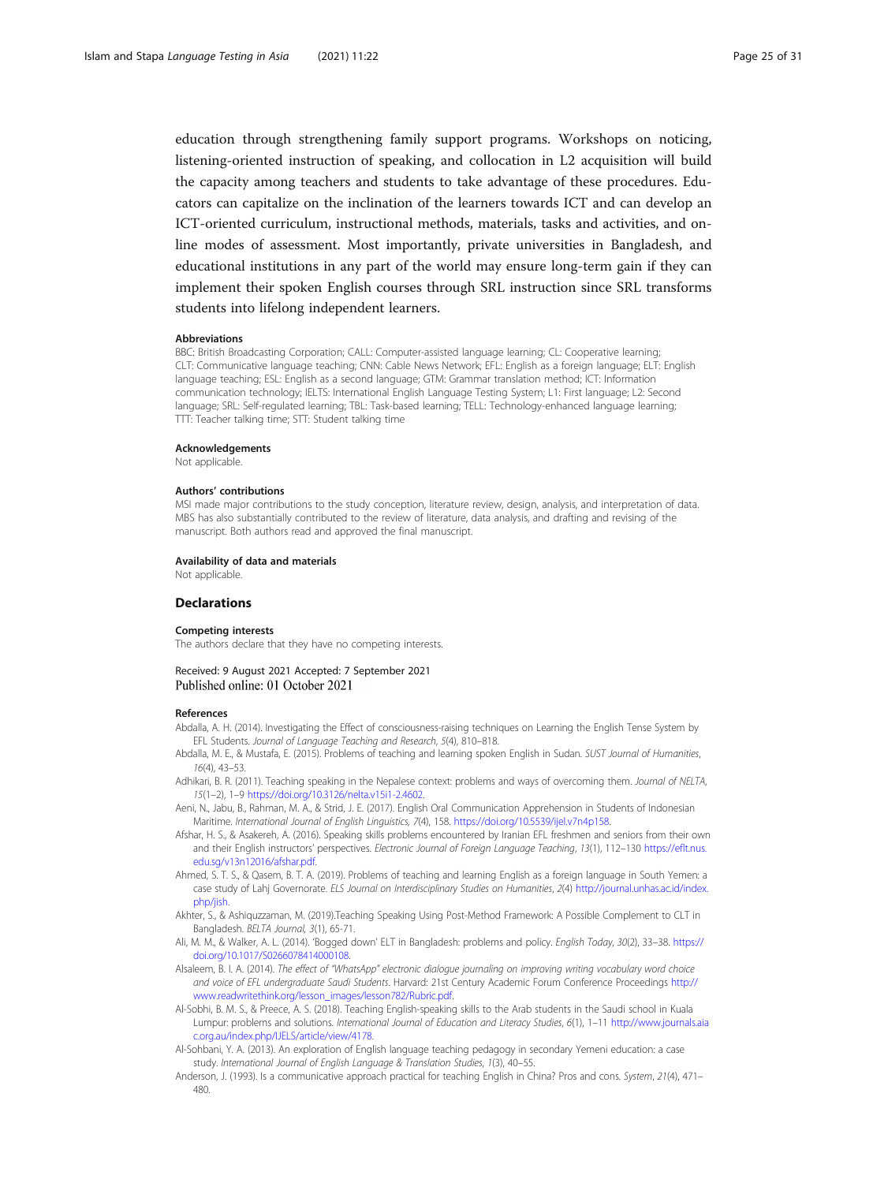education through strengthening family support programs. Workshops on noticing, listening-oriented instruction of speaking, and collocation in L2 acquisition will build the capacity among teachers and students to take advantage of these procedures. Educators can capitalize on the inclination of the learners towards ICT and can develop an ICT-oriented curriculum, instructional methods, materials, tasks and activities, and online modes of assessment. Most importantly, private universities in Bangladesh, and educational institutions in any part of the world may ensure long-term gain if they can implement their spoken English courses through SRL instruction since SRL transforms students into lifelong independent learners.

#### Abbreviations

BBC: British Broadcasting Corporation; CALL: Computer-assisted language learning; CL: Cooperative learning; CLT: Communicative language teaching; CNN: Cable News Network; EFL: English as a foreign language; ELT: English language teaching; ESL: English as a second language; GTM: Grammar translation method; ICT: Information communication technology; IELTS: International English Language Testing System; L1: First language; L2: Second language; SRL: Self-regulated learning; TBL: Task-based learning; TELL: Technology-enhanced language learning; TTT: Teacher talking time; STT: Student talking time

#### Acknowledgements

Not applicable.

#### Authors' contributions

MSI made major contributions to the study conception, literature review, design, analysis, and interpretation of data. MBS has also substantially contributed to the review of literature, data analysis, and drafting and revising of the manuscript. Both authors read and approved the final manuscript.

#### Availability of data and materials

Not applicable.

### Declarations

#### Competing interests

The authors declare that they have no competing interests.

Received: 9 August 2021 Accepted: 7 September 2021
Published online: 01 October 2021

#### References

Abdalla, A. H. (2014). Investigating the Effect of consciousness-raising techniques on Learning the English Tense System by EFL Students. *Journal of Language Teaching and Research*, *5*(4), 810–818.

Abdalla, M. E., & Mustafa, E. (2015). Problems of teaching and learning spoken English in Sudan. *SUST Journal of Humanities*, *16*(4), 43–53.

Adhikari, B. R. (2011). Teaching speaking in the Nepalese context: problems and ways of overcoming them. *Journal of NELTA*, *15*(1–2), 1–9 https://doi.org/10.3126/nelta.v15i1-2.4602.

Aeni, N., Jabu, B., Rahman, M. A., & Strid, J. E. (2017). English Oral Communication Apprehension in Students of Indonesian Maritime. *International Journal of English Linguistics, 7*(4), 158. https://doi.org/10.5539/ijel.v7n4p158.

Afshar, H. S., & Asakereh, A. (2016). Speaking skills problems encountered by Iranian EFL freshmen and seniors from their own and their English instructors' perspectives. *Electronic Journal of Foreign Language Teaching*, *13*(1), 112–130 https://eflt.nus.edu.sg/v13n12016/afshar.pdf.

Ahmed, S. T. S., & Qasem, B. T. A. (2019). Problems of teaching and learning English as a foreign language in South Yemen: a case study of Lahj Governorate. *ELS Journal on Interdisciplinary Studies on Humanities*, *2*(4) http://journal.unhas.ac.id/index.php/jish.

Akhter, S., & Ashiquzzaman, M. (2019).Teaching Speaking Using Post-Method Framework: A Possible Complement to CLT in Bangladesh. *BELTA Journal, 3*(1), 65-71.

Ali, M. M., & Walker, A. L. (2014). 'Bogged down' ELT in Bangladesh: problems and policy. *English Today*, *30*(2), 33–38. https://doi.org/10.1017/S0266078414000108.

Alsaleem, B. I. A. (2014). *The effect of "WhatsApp" electronic dialogue journaling on improving writing vocabulary word choice and voice of EFL undergraduate Saudi Students*. Harvard: 21st Century Academic Forum Conference Proceedings http://www.readwritethink.org/lesson_images/lesson782/Rubric.pdf.

Al-Sobhi, B. M. S., & Preece, A. S. (2018). Teaching English-speaking skills to the Arab students in the Saudi school in Kuala Lumpur: problems and solutions. *International Journal of Education and Literacy Studies*, *6*(1), 1–11 http://www.journals.aiac.org.au/index.php/IJELS/article/view/4178.

Al-Sohbani, Y. A. (2013). An exploration of English language teaching pedagogy in secondary Yemeni education: a case study. *International Journal of English Language & Translation Studies*, *1*(3), 40–55.

Anderson, J. (1993). Is a communicative approach practical for teaching English in China? Pros and cons. *System*, *21*(4), 471–480.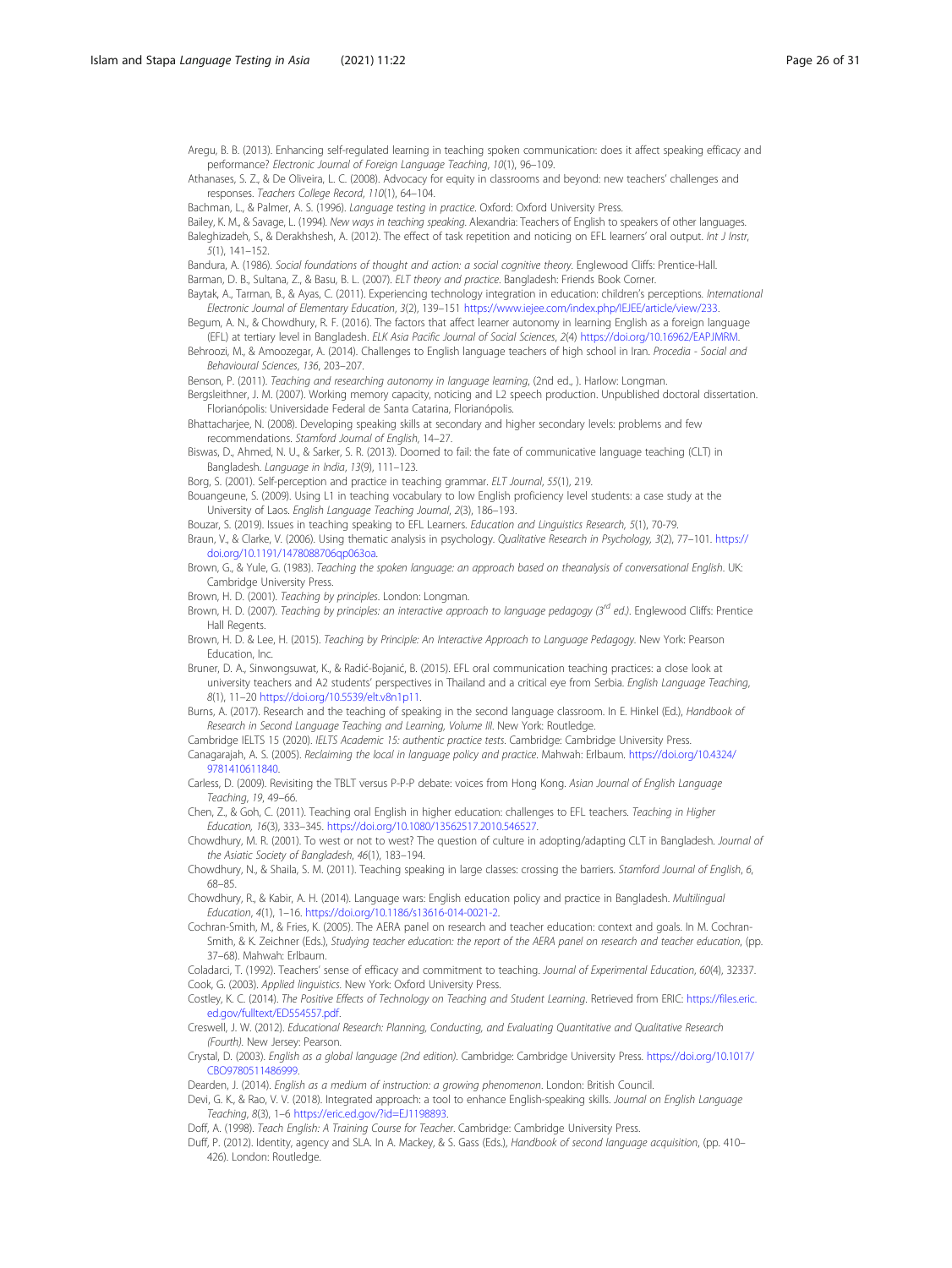Aregu, B. B. (2013). Enhancing self-regulated learning in teaching spoken communication: does it affect speaking efficacy and performance? *Electronic Journal of Foreign Language Teaching*, *10*(1), 96–109.

Athanases, S. Z., & De Oliveira, L. C. (2008). Advocacy for equity in classrooms and beyond: new teachers' challenges and responses. *Teachers College Record*, *110*(1), 64–104.

Bachman, L., & Palmer, A. S. (1996). *Language testing in practice*. Oxford: Oxford University Press.

Bailey, K. M., & Savage, L. (1994). *New ways in teaching speaking*. Alexandria: Teachers of English to speakers of other languages.

Baleghizadeh, S., & Derakhshesh, A. (2012). The effect of task repetition and noticing on EFL learners' oral output. *Int J Instr*, *5*(1), 141–152.

Bandura, A. (1986). *Social foundations of thought and action: a social cognitive theory*. Englewood Cliffs: Prentice-Hall.

Barman, D. B., Sultana, Z., & Basu, B. L. (2007). *ELT theory and practice*. Bangladesh: Friends Book Corner.

Baytak, A., Tarman, B., & Ayas, C. (2011). Experiencing technology integration in education: children's perceptions. *International Electronic Journal of Elementary Education*, *3*(2), 139–151 https://www.iejee.com/index.php/IEJEE/article/view/233.

Begum, A. N., & Chowdhury, R. F. (2016). The factors that affect learner autonomy in learning English as a foreign language (EFL) at tertiary level in Bangladesh. *ELK Asia Pacific Journal of Social Sciences*, *2*(4) https://doi.org/10.16962/EAPJMRM.

Behroozi, M., & Amoozegar, A. (2014). Challenges to English language teachers of high school in Iran. *Procedia - Social and Behavioural Sciences*, *136*, 203–207.

Benson, P. (2011). *Teaching and researching autonomy in language learning*, (2nd ed., ). Harlow: Longman.

Bergsleithner, J. M. (2007). Working memory capacity, noticing and L2 speech production. Unpublished doctoral dissertation. Florianópolis: Universidade Federal de Santa Catarina, Florianópolis.

Bhattacharjee, N. (2008). Developing speaking skills at secondary and higher secondary levels: problems and few recommendations. *Stamford Journal of English*, 14–27.

Biswas, D., Ahmed, N. U., & Sarker, S. R. (2013). Doomed to fail: the fate of communicative language teaching (CLT) in Bangladesh. *Language in India*, *13*(9), 111–123.

Borg, S. (2001). Self-perception and practice in teaching grammar. *ELT Journal*, *55*(1), 219.

Bouangeune, S. (2009). Using L1 in teaching vocabulary to low English proficiency level students: a case study at the University of Laos. *English Language Teaching Journal*, *2*(3), 186–193.

Bouzar, S. (2019). Issues in teaching speaking to EFL Learners. *Education and Linguistics Research*, *5*(1), 70-79.

Braun, V., & Clarke, V. (2006). Using thematic analysis in psychology. *Qualitative Research in Psychology*, *3*(2), 77–101. https://doi.org/10.1191/1478088706qp063oa.

Brown, G., & Yule, G. (1983). *Teaching the spoken language: an approach based on theanalysis of conversational English*. UK: Cambridge University Press.

Brown, H. D. (2001). *Teaching by principles*. London: Longman.

Brown, H. D. (2007). *Teaching by principles: an interactive approach to language pedagogy (3rd ed.)*. Englewood Cliffs: Prentice Hall Regents.

Brown, H. D. & Lee, H. (2015). *Teaching by Principle: An Interactive Approach to Language Pedagogy*. New York: Pearson Education, Inc.

Bruner, D. A., Sinwongsuwat, K., & Radić-Bojanić, B. (2015). EFL oral communication teaching practices: a close look at university teachers and A2 students' perspectives in Thailand and a critical eye from Serbia. *English Language Teaching*, *8*(1), 11–20 https://doi.org/10.5539/elt.v8n1p11.

Burns, A. (2017). Research and the teaching of speaking in the second language classroom. In E. Hinkel (Ed.), *Handbook of Research in Second Language Teaching and Learning, Volume III*. New York: Routledge.

Cambridge IELTS 15 (2020). *IELTS Academic 15: authentic practice tests*. Cambridge: Cambridge University Press.

Canagarajah, A. S. (2005). *Reclaiming the local in language policy and practice*. Mahwah: Erlbaum. https://doi.org/10.4324/9781410611840.

Carless, D. (2009). Revisiting the TBLT versus P-P-P debate: voices from Hong Kong. *Asian Journal of English Language Teaching*, *19*, 49–66.

Chen, Z., & Goh, C. (2011). Teaching oral English in higher education: challenges to EFL teachers. *Teaching in Higher Education*, *16*(3), 333–345. https://doi.org/10.1080/13562517.2010.546527.

Chowdhury, M. R. (2001). To west or not to west? The question of culture in adopting/adapting CLT in Bangladesh. *Journal of the Asiatic Society of Bangladesh*, *46*(1), 183–194.

Chowdhury, N., & Shaila, S. M. (2011). Teaching speaking in large classes: crossing the barriers. *Stamford Journal of English*, *6*, 68–85.

Chowdhury, R., & Kabir, A. H. (2014). Language wars: English education policy and practice in Bangladesh. *Multilingual Education*, *4*(1), 1–16. https://doi.org/10.1186/s13616-014-0021-2.

Cochran-Smith, M., & Fries, K. (2005). The AERA panel on research and teacher education: context and goals. In M. Cochran-Smith, & K. Zeichner (Eds.), *Studying teacher education: the report of the AERA panel on research and teacher education*, (pp. 37–68). Mahwah: Erlbaum.

Coladarci, T. (1992). Teachers' sense of efficacy and commitment to teaching. *Journal of Experimental Education*, *60*(4), 32337.

Cook, G. (2003). *Applied linguistics*. New York: Oxford University Press.

Costley, K. C. (2014). *The Positive Effects of Technology on Teaching and Student Learning*. Retrieved from ERIC: https://files.eric.ed.gov/fulltext/ED554557.pdf.

Creswell, J. W. (2012). *Educational Research: Planning, Conducting, and Evaluating Quantitative and Qualitative Research (Fourth)*. New Jersey: Pearson.

Crystal, D. (2003). *English as a global language (2nd edition)*. Cambridge: Cambridge University Press. https://doi.org/10.1017/CBO9780511486999.

Dearden, J. (2014). *English as a medium of instruction: a growing phenomenon*. London: British Council.

Devi, G. K., & Rao, V. V. (2018). Integrated approach: a tool to enhance English-speaking skills. *Journal on English Language Teaching*, *8*(3), 1–6 https://eric.ed.gov/?id=EJ1198893.

Doff, A. (1998). *Teach English: A Training Course for Teacher*. Cambridge: Cambridge University Press.

Duff, P. (2012). Identity, agency and SLA. In A. Mackey, & S. Gass (Eds.), *Handbook of second language acquisition*, (pp. 410–426). London: Routledge.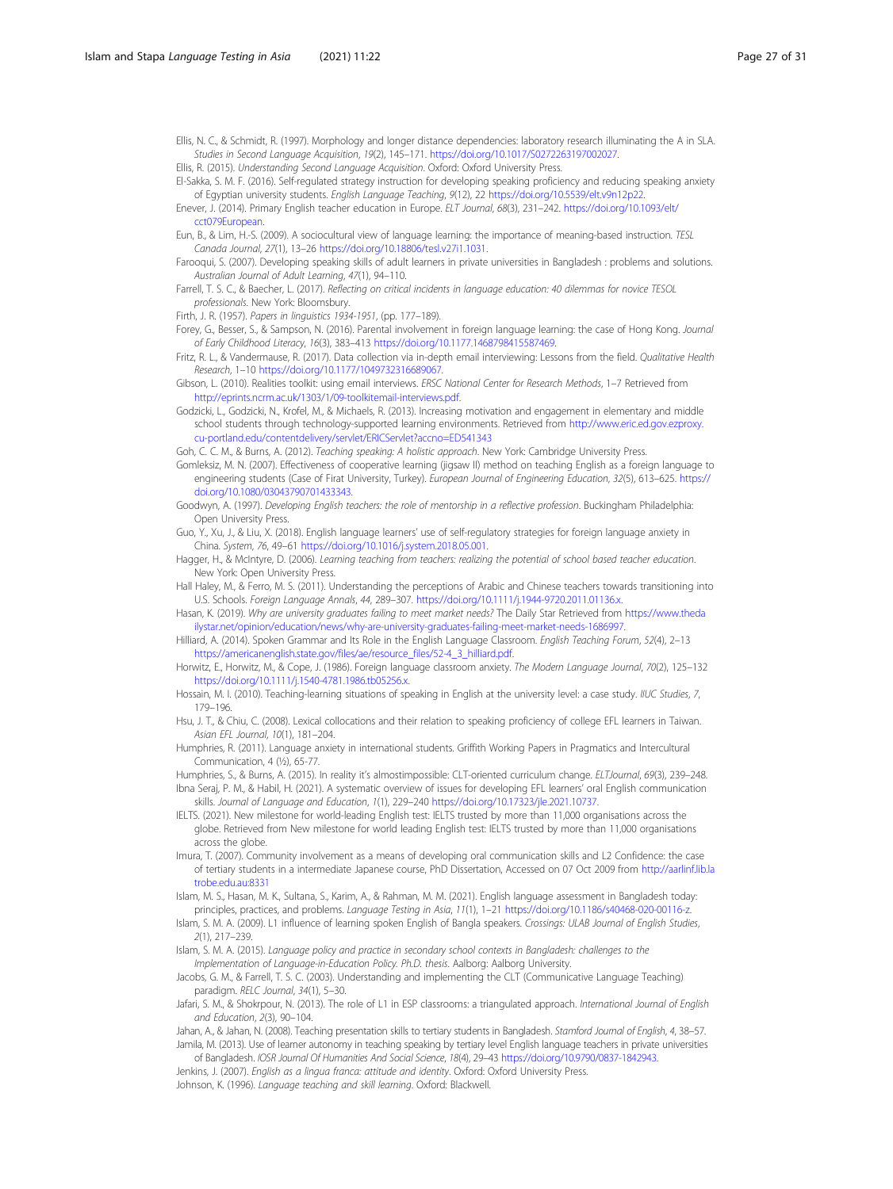Ellis, N. C., & Schmidt, R. (1997). Morphology and longer distance dependencies: laboratory research illuminating the A in SLA. *Studies in Second Language Acquisition*, *19*(2), 145–171. https://doi.org/10.1017/S0272263197002027.

Ellis, R. (2015). *Understanding Second Language Acquisition*. Oxford: Oxford University Press.

El-Sakka, S. M. F. (2016). Self-regulated strategy instruction for developing speaking proficiency and reducing speaking anxiety of Egyptian university students. *English Language Teaching*, *9*(12), 22 https://doi.org/10.5539/elt.v9n12p22.

Enever, J. (2014). Primary English teacher education in Europe. *ELT Journal*, *68*(3), 231–242. https://doi.org/10.1093/elt/cct079European.

Eun, B., & Lim, H.-S. (2009). A sociocultural view of language learning: the importance of meaning-based instruction. *TESL Canada Journal*, *27*(1), 13–26 https://doi.org/10.18806/tesl.v27i1.1031.

Farooqui, S. (2007). Developing speaking skills of adult learners in private universities in Bangladesh : problems and solutions. *Australian Journal of Adult Learning*, *47*(1), 94–110.

Farrell, T. S. C., & Baecher, L. (2017). *Reflecting on critical incidents in language education: 40 dilemmas for novice TESOL professionals*. New York: Bloomsbury.

Firth, J. R. (1957). *Papers in linguistics 1934-1951*, (pp. 177–189).

Forey, G., Besser, S., & Sampson, N. (2016). Parental involvement in foreign language learning: the case of Hong Kong. *Journal of Early Childhood Literacy*, *16*(3), 383–413 https://doi.org/10.1177.1468798415587469.

Fritz, R. L., & Vandermause, R. (2017). Data collection via in-depth email interviewing: Lessons from the field. *Qualitative Health Research*, 1–10 https://doi.org/10.1177/1049732316689067.

Gibson, L. (2010). Realities toolkit: using email interviews. *ERSC National Center for Research Methods*, 1–7 Retrieved from http://eprints.ncrm.ac.uk/1303/1/09-toolkitemail-interviews.pdf.

Godzicki, L., Godzicki, N., Krofel, M., & Michaels, R. (2013). Increasing motivation and engagement in elementary and middle school students through technology-supported learning environments. Retrieved from http://www.eric.ed.gov.ezproxy.cu-portland.edu/contentdelivery/servlet/ERICServlet?accno=ED541343

Goh, C. C. M., & Burns, A. (2012). *Teaching speaking: A holistic approach*. New York: Cambridge University Press.

Gomleksiz, M. N. (2007). Effectiveness of cooperative learning (jigsaw II) method on teaching English as a foreign language to engineering students (Case of Firat University, Turkey). *European Journal of Engineering Education*, *32*(5), 613–625. https://doi.org/10.1080/03043790701433343.

Goodwyn, A. (1997). *Developing English teachers: the role of mentorship in a reflective profession*. Buckingham Philadelphia: Open University Press.

Guo, Y., Xu, J., & Liu, X. (2018). English language learners' use of self-regulatory strategies for foreign language anxiety in China. *System*, *76*, 49–61 https://doi.org/10.1016/j.system.2018.05.001.

Hagger, H., & McIntyre, D. (2006). *Learning teaching from teachers: realizing the potential of school based teacher education*. New York: Open University Press.

Hall Haley, M., & Ferro, M. S. (2011). Understanding the perceptions of Arabic and Chinese teachers towards transitioning into U.S. Schools. *Foreign Language Annals*, *44*, 289–307. https://doi.org/10.1111/j.1944-9720.2011.01136.x.

Hasan, K. (2019). *Why are university graduates failing to meet market needs?* The Daily Star Retrieved from https://www.thedailystar.net/opinion/education/news/why-are-university-graduates-failing-meet-market-needs-1686997.

Hilliard, A. (2014). Spoken Grammar and Its Role in the English Language Classroom. *English Teaching Forum*, *52*(4), 2–13 https://americanenglish.state.gov/files/ae/resource_files/52-4_3_hilliard.pdf.

Horwitz, E., Horwitz, M., & Cope, J. (1986). Foreign language classroom anxiety. *The Modern Language Journal*, *70*(2), 125–132 https://doi.org/10.1111/j.1540-4781.1986.tb05256.x.

Hossain, M. I. (2010). Teaching-learning situations of speaking in English at the university level: a case study. *IIUC Studies*, *7*, 179–196.

Hsu, J. T., & Chiu, C. (2008). Lexical collocations and their relation to speaking proficiency of college EFL learners in Taiwan. *Asian EFL Journal*, *10*(1), 181–204.

Humphries, R. (2011). Language anxiety in international students. Griffith Working Papers in Pragmatics and Intercultural Communication, 4 (½), 65-77.

Humphries, S., & Burns, A. (2015). In reality it's almostimpossible: CLT-oriented curriculum change. *ELTJournal*, *69*(3), 239–248.

Ibna Seraj, P. M., & Habil, H. (2021). A systematic overview of issues for developing EFL learners' oral English communication skills. *Journal of Language and Education*, *1*(1), 229–240 https://doi.org/10.17323/jle.2021.10737.

IELTS. (2021). New milestone for world-leading English test: IELTS trusted by more than 11,000 organisations across the globe. Retrieved from New milestone for world leading English test: IELTS trusted by more than 11,000 organisations across the globe.

Imura, T. (2007). Community involvement as a means of developing oral communication skills and L2 Confidence: the case of tertiary students in a intermediate Japanese course, PhD Dissertation, Accessed on 07 Oct 2009 from http://aarlinf.lib.latrobe.edu.au:8331

Islam, M. S., Hasan, M. K., Sultana, S., Karim, A., & Rahman, M. M. (2021). English language assessment in Bangladesh today: principles, practices, and problems. *Language Testing in Asia*, *11*(1), 1–21 https://doi.org/10.1186/s40468-020-00116-z.

Islam, S. M. A. (2009). L1 influence of learning spoken English of Bangla speakers. *Crossings: ULAB Journal of English Studies*, *2*(1), 217–239.

Islam, S. M. A. (2015). *Language policy and practice in secondary school contexts in Bangladesh: challenges to the Implementation of Language-in-Education Policy. Ph.D. thesis*. Aalborg: Aalborg University.

Jacobs, G. M., & Farrell, T. S. C. (2003). Understanding and implementing the CLT (Communicative Language Teaching) paradigm. *RELC Journal*, *34*(1), 5–30.

Jafari, S. M., & Shokrpour, N. (2013). The role of L1 in ESP classrooms: a triangulated approach. *International Journal of English and Education*, *2*(3), 90–104.

Jahan, A., & Jahan, N. (2008). Teaching presentation skills to tertiary students in Bangladesh. *Stamford Journal of English*, *4*, 38–57.

Jamila, M. (2013). Use of learner autonomy in teaching speaking by tertiary level English language teachers in private universities of Bangladesh. *IOSR Journal Of Humanities And Social Science*, *18*(4), 29–43 https://doi.org/10.9790/0837-1842943.

Jenkins, J. (2007). *English as a lingua franca: attitude and identity*. Oxford: Oxford University Press.

Johnson, K. (1996). *Language teaching and skill learning*. Oxford: Blackwell.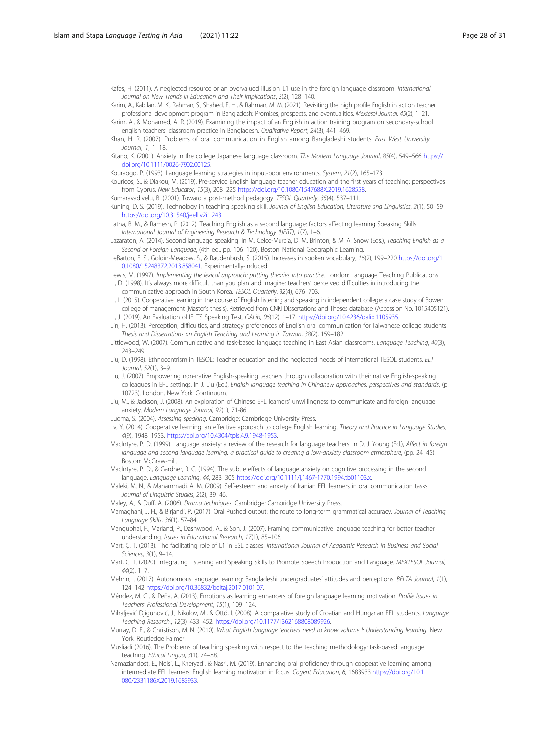Kafes, H. (2011). A neglected resource or an overvalued illusion: L1 use in the foreign language classroom. *International Journal on New Trends in Education and Their Implications*, *2*(2), 128–140.

Karim, A., Kabilan, M. K., Rahman, S., Shahed, F. H., & Rahman, M. M. (2021). Revisiting the high profile English in action teacher professional development program in Bangladesh: Promises, prospects, and eventualities. *Mextesol Journal*, *45*(2), 1–21.

Karim, A., & Mohamed, A. R. (2019). Examining the impact of an English in action training program on secondary-school english teachers' classroom practice in Bangladesh. *Qualitative Report*, *24*(3), 441–469.

Khan, H. R. (2007). Problems of oral communication in English among Bangladeshi students. *East West University Journal*, *1*, 1–18.

Kitano, K. (2001). Anxiety in the college Japanese language classroom. *The Modern Language Journal*, *85*(4), 549–566 https://doi.org/10.1111/0026-7902.00125.

Kouraogo, P. (1993). Language learning strategies in input-poor environments. *System*, *21*(2), 165–173.

Kourieos, S., & Diakou, M. (2019). Pre-service English language teacher education and the first years of teaching: perspectives from Cyprus. *New Educator*, *15*(3), 208–225 https://doi.org/10.1080/1547688X.2019.1628558.

Kumaravadivelu, B. (2001). Toward a post-method pedagogy. *TESOL Quarterly*, *35*(4), 537–111.

Kuning, D. S. (2019). Technology in teaching speaking skill. *Journal of English Education, Literature and Linguistics*, *2*(1), 50–59 https://doi.org/10.31540/jeell.v2i1.243.

Latha, B. M., & Ramesh, P. (2012). Teaching English as a second language: factors affecting learning Speaking Skills. *International Journal of Engineering Research & Technology (IJERT)*, *1*(7), 1–6.

Lazaraton, A. (2014). Second language speaking. In M. Celce-Murcia, D. M. Brinton, & M. A. Snow (Eds.), *Teaching English as a Second or Foreign Language*, (4th ed., pp. 106–120). Boston: National Geographic Learning.

LeBarton, E. S., Goldin-Meadow, S., & Raudenbush, S. (2015). Increases in spoken vocabulary, *16*(2), 199–220 https://doi.org/10.1080/15248372.2013.858041. Experimentally-induced.

Lewis, M. (1997). *Implementing the lexical approach: putting theories into practice*. London: Language Teaching Publications.

Li, D. (1998). It's always more difficult than you plan and imagine: teachers' perceived difficulties in introducing the communicative approach in South Korea. *TESOL Quarterly*, *32*(4), 676–703.

Li, L. (2015). Cooperative learning in the course of English listening and speaking in independent college: a case study of Bowen college of management (Master's thesis). Retrieved from CNKI Dissertations and Theses database. (Accession No. 1015405121).

Li, J. (2019). An Evaluation of IELTS Speaking Test. *OALib*, *06*(12), 1–17. https://doi.org/10.4236/oalib.1105935.

Lin, H. (2013). Perception, difficulties, and strategy preferences of English oral communication for Taiwanese college students. *Thesis and Dissertations on English Teaching and Learning in Taiwan*, *38*(2), 159–182.

Littlewood, W. (2007). Communicative and task-based language teaching in East Asian classrooms. *Language Teaching*, *40*(3), 243–249.

Liu, D. (1998). Ethnocentrism in TESOL: Teacher education and the neglected needs of international TESOL students. *ELT Journal*, *52*(1), 3–9.

Liu, J. (2007). Empowering non-native English-speaking teachers through collaboration with their native English-speaking colleagues in EFL settings. In J. Liu (Ed.), *English language teaching in Chinanew approaches, perspectives and standards*, (p. 10723). London, New York: Continuum.

Liu, M., & Jackson, J. (2008). An exploration of Chinese EFL learners' unwillingness to communicate and foreign language anxiety. *Modern Language Journal*, *92*(1), 71-86.

Luoma, S. (2004). *Assessing speaking*. Cambridge: Cambridge University Press.

Lv, Y. (2014). Cooperative learning: an effective approach to college English learning. *Theory and Practice in Language Studies*, *4*(9), 1948–1953. https://doi.org/10.4304/tpls.4.9.1948-1953.

MacIntyre, P. D. (1999). Language anxiety: a review of the research for language teachers. In D. J. Young (Ed.), *Affect in foreign language and second language learning: a practical guide to creating a low-anxiety classroom atmosphere*, (pp. 24–45). Boston: McGraw-Hill.

MacIntyre, P. D., & Gardner, R. C. (1994). The subtle effects of language anxiety on cognitive processing in the second language. *Language Learning*, *44*, 283–305 https://doi.org/10.1111/j.1467-1770.1994.tb01103.x.

Maleki, M. N., & Mahammadi, A. M. (2009). Self-esteem and anxiety of Iranian EFL learners in oral communication tasks. *Journal of Linguistic Studies*, *2*(2), 39–46.

Maley, A., & Duff, A. (2006). *Drama techniques*. Cambridge: Cambridge University Press.

Mamaghani, J. H., & Birjandi, P. (2017). Oral Pushed output: the route to long-term grammatical accuracy. *Journal of Teaching Language Skills*, *36*(1), 57–84.

Mangubhai, F., Marland, P., Dashwood, A., & Son, J. (2007). Framing communicative language teaching for better teacher understanding. *Issues in Educational Research*, *17*(1), 85–106.

Mart, Ç. T. (2013). The facilitating role of L1 in ESL classes. *International Journal of Academic Research in Business and Social Sciences*, *3*(1), 9–14.

Mart, C. T. (2020). Integrating Listening and Speaking Skills to Promote Speech Production and Language. *MEXTESOL Journal*, *44*(2), 1–7.

Mehrin, I. (2017). Autonomous language learning: Bangladeshi undergraduates' attitudes and perceptions. *BELTA Journal*, *1*(1), 124–142 https://doi.org/10.36832/beltaj.2017.0101.07.

Méndez, M. G., & Peña, A. (2013). Emotions as learning enhancers of foreign language learning motivation. *Profile Issues in Teachers' Professional Development*, *15*(1), 109–124.

Mihaljević Djigunović, J., Nikolov, M., & Ottó, I. (2008). A comparative study of Croatian and Hungarian EFL students. *Language Teaching Research.*, *12*(3), 433–452. https://doi.org/10.1177/1362168808089926.

Murray, D. E., & Christison, M. N. (2010). *What English language teachers need to know volume I: Understanding learning*. New York: Routledge Falmer.

Musliadi (2016). The Problems of teaching speaking with respect to the teaching methodology: task-based language teaching. *Ethical Lingua*, *3*(1), 74–88.

Namaziandost, E., Neisi, L., Kheryadi, & Nasri, M. (2019). Enhancing oral proficiency through cooperative learning among intermediate EFL learners: English learning motivation in focus. *Cogent Education*, *6*, 1683933 https://doi.org/10.1080/2331186X.2019.1683933.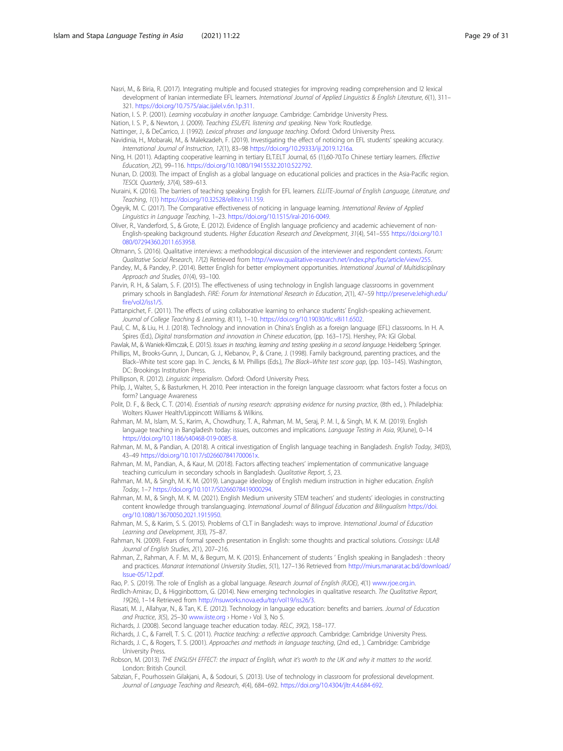Nasri, M., & Biria, R. (2017). Integrating multiple and focused strategies for improving reading comprehension and l2 lexical development of Iranian intermediate EFL learners. *International Journal of Applied Linguistics & English Literature*, *6*(1), 311–321. https://doi.org/10.7575/aiac.ijalel.v.6n.1p.311.

Nation, I. S. P. (2001). *Learning vocabulary in another language*. Cambridge: Cambridge University Press.

Nation, I. S. P., & Newton, J. (2009). *Teaching ESL/EFL listening and speaking*. New York: Routledge.

Nattinger, J., & DeCarrico, J. (1992). *Lexical phrases and language teaching*. Oxford: Oxford University Press.

Navidinia, H., Mobaraki, M., & Malekzadeh, F. (2019). Investigating the effect of noticing on EFL students' speaking accuracy. *International Journal of Instruction*, *12*(1), 83–98 https://doi.org/10.29333/iji.2019.1216a.

Ning, H. (2011). Adapting cooperative learning in tertiary ELT.ELT Journal, 65 (1),60-70.To Chinese tertiary learners. *Effective Education*, *2*(2), 99–116. https://doi.org/10.1080/19415532.2010.522792.

Nunan, D. (2003). The impact of English as a global language on educational policies and practices in the Asia-Pacific region. *TESOL Quarterly*, *37*(4), 589–613.

Nuraini, K. (2016). The barriers of teaching speaking English for EFL learners. *ELLITE-Journal of English Language, Literature, and Teaching*, *1*(1) https://doi.org/10.32528/ellite.v1i1.159.

Ögeyik, M. C. (2017). The Comparative effectiveness of noticing in language learning. *International Review of Applied Linguistics in Language Teaching*, 1–23. https://doi.org/10.1515/iral-2016-0049.

Oliver, R., Vanderford, S., & Grote, E. (2012). Evidence of English language proficiency and academic achievement of non-English-speaking background students. *Higher Education Research and Development*, *31*(4), 541–555 https://doi.org/10.1080/07294360.2011.653958.

Oltmann, S. (2016). Qualitative interviews: a methodological discussion of the interviewer and respondent contexts. *Forum: Qualitative Social Research*, *17*(2) Retrieved from http://www.qualitative-research.net/index.php/fqs/article/view/255.

Pandey, M., & Pandey, P. (2014). Better English for better employment opportunities. *International Journal of Multidisciplinary Approach and Studies*, *01*(4), 93–100.

Parvin, R. H., & Salam, S. F. (2015). The effectiveness of using technology in English language classrooms in government primary schools in Bangladesh. *FIRE: Forum for International Research in Education*, *2*(1), 47–59 http://preserve.lehigh.edu/fire/vol2/iss1/5.

Pattanpichet, F. (2011). The effects of using collaborative learning to enhance students' English-speaking achievement. *Journal of College Teaching & Learning*, *8*(11), 1–10. https://doi.org/10.19030/tlc.v8i11.6502.

Paul, C. M., & Liu, H. J. (2018). Technology and innovation in China's English as a foreign language (EFL) classrooms. In H. A. Spires (Ed.), *Digital transformation and innovation in Chinese education*, (pp. 163–175). Hershey, PA: IGI Global.

Pawlak, M., & Waniek-Klimczak, E. (2015). *Issues in teaching, learning and testing speaking in a second language*. Heidelberg: Springer.

Phillips, M., Brooks-Gunn, J., Duncan, G. J., Klebanov, P., & Crane, J. (1998). Family background, parenting practices, and the Black–White test score gap. In C. Jencks, & M. Phillips (Eds.), *The Black–White test score gap*, (pp. 103–145). Washington, DC: Brookings Institution Press.

Phillipson, R. (2012). *Linguistic imperialism*. Oxford: Oxford University Press.

Philp, J., Walter, S., & Basturkmen, H. 2010. Peer interaction in the foreign language classroom: what factors foster a focus on form? Language Awareness

Polit, D. F., & Beck, C. T. (2014). *Essentials of nursing research: appraising evidence for nursing practice*, (8th ed., ). Philadelphia: Wolters Kluwer Health/Lippincott Williams & Wilkins.

Rahman, M. M., Islam, M. S., Karim, A., Chowdhury, T. A., Rahman, M. M., Seraj, P. M. I., & Singh, M. K. M. (2019). English language teaching in Bangladesh today: issues, outcomes and implications. *Language Testing in Asia*, *9*(June), 0–14 https://doi.org/10.1186/s40468-019-0085-8.

Rahman, M. M., & Pandian, A. (2018). A critical investigation of English language teaching in Bangladesh. *English Today*, *34*(03), 43–49 https://doi.org/10.1017/s026607841700061x.

Rahman, M. M., Pandian, A., & Kaur, M. (2018). Factors affecting teachers' implementation of communicative language teaching curriculum in secondary schools in Bangladesh. *Qualitative Report*, *5*, 23.

Rahman, M. M., & Singh, M. K. M. (2019). Language ideology of English medium instruction in higher education. *English Today*, 1–7 https://doi.org/10.1017/S0266078419000294.

Rahman, M. M., & Singh, M. K. M. (2021). English Medium university STEM teachers' and students' ideologies in constructing content knowledge through translanguaging. *International Journal of Bilingual Education and Bilingualism* https://doi.org/10.1080/13670050.2021.1915950.

Rahman, M. S., & Karim, S. S. (2015). Problems of CLT in Bangladesh: ways to improve. *International Journal of Education Learning and Development*, *3*(3), 75–87.

Rahman, N. (2009). Fears of formal speech presentation in English: some thoughts and practical solutions. *Crossings: ULAB Journal of English Studies*, *2*(1), 207–216.

Rahman, Z., Rahman, A. F. M. M., & Begum, M. K. (2015). Enhancement of students ' English speaking in Bangladesh : theory and practices. *Manarat International University Studies*, *5*(1), 127–136 Retrieved from http://miurs.manarat.ac.bd/download/Issue-05/12.pdf.

Rao, P. S. (2019). The role of English as a global language. *Research Journal of English (RJOE)*, *4*(1) www.rjoe.org.in.

Redlich-Amirav, D., & Higginbottom, G. (2014). New emerging technologies in qualitative research. *The Qualitative Report*, *19*(26), 1–14 Retrieved from http://nsuworks.nova.edu/tqr/vol19/iss26/3.

Riasati, M. J., Allahyar, N., & Tan, K. E. (2012). Technology in language education: benefits and barriers. *Journal of Education and Practice*, *3*(5), 25–30 www.iiste.org › Home › Vol 3, No 5.

Richards, J. (2008). Second language teacher education today. *RELC*, *39*(2), 158–177.

Richards, J. C., & Farrell, T. S. C. (2011). *Practice teaching: a reflective approach*. Cambridge: Cambridge University Press.

Richards, J. C., & Rogers, T. S. (2001). *Approaches and methods in language teaching*, (2nd ed., ). Cambridge: Cambridge University Press.

Robson, M. (2013). *THE ENGLISH EFFECT: the impact of English, what it's worth to the UK and why it matters to the world*. London: British Council.

Sabzian, F., Pourhossein Gilakjani, A., & Sodouri, S. (2013). Use of technology in classroom for professional development. *Journal of Language Teaching and Research*, *4*(4), 684–692. https://doi.org/10.4304/jltr.4.4.684-692.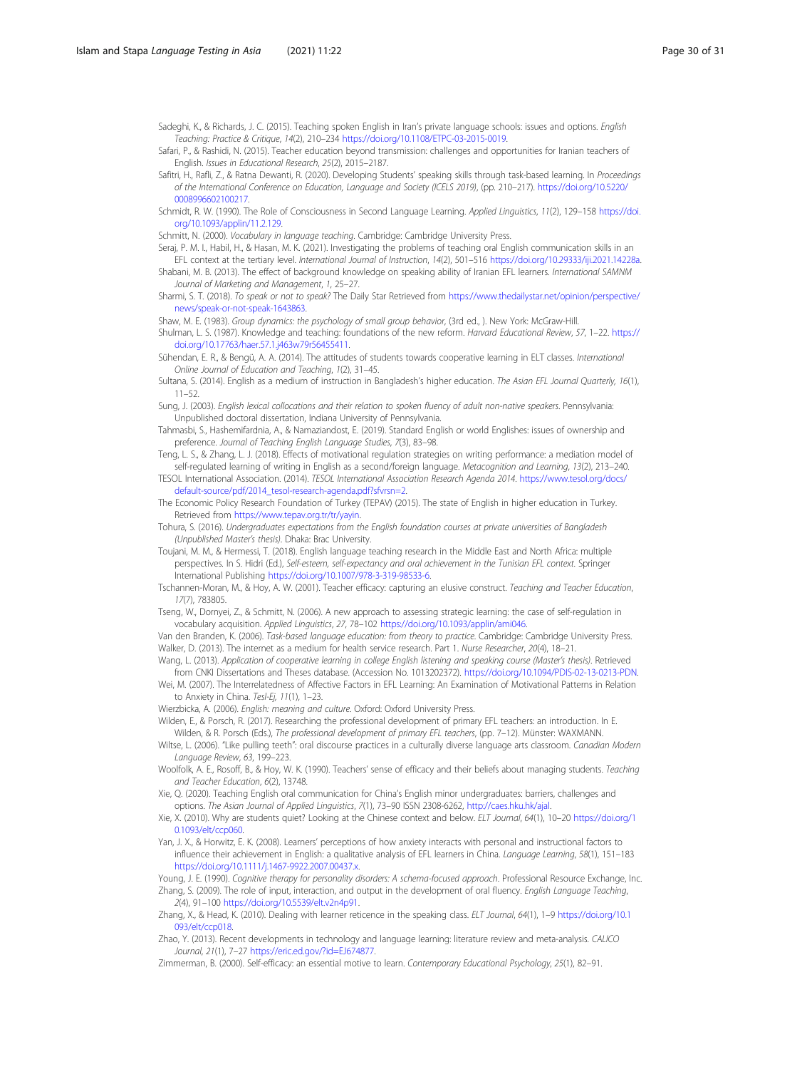Sadeghi, K., & Richards, J. C. (2015). Teaching spoken English in Iran's private language schools: issues and options. *English Teaching: Practice & Critique*, *14*(2), 210–234 https://doi.org/10.1108/ETPC-03-2015-0019.

Safari, P., & Rashidi, N. (2015). Teacher education beyond transmission: challenges and opportunities for Iranian teachers of English. *Issues in Educational Research*, *25*(2), 2015–2187.

Safitri, H., Rafli, Z., & Ratna Dewanti, R. (2020). Developing Students' speaking skills through task-based learning. In *Proceedings of the International Conference on Education, Language and Society (ICELS 2019)*, (pp. 210–217). https://doi.org/10.5220/0008996602100217.

Schmidt, R. W. (1990). The Role of Consciousness in Second Language Learning. *Applied Linguistics*, *11*(2), 129–158 https://doi.org/10.1093/applin/11.2.129.

Schmitt, N. (2000). *Vocabulary in language teaching*. Cambridge: Cambridge University Press.

Seraj, P. M. I., Habil, H., & Hasan, M. K. (2021). Investigating the problems of teaching oral English communication skills in an EFL context at the tertiary level. *International Journal of Instruction*, *14*(2), 501–516 https://doi.org/10.29333/iji.2021.14228a.

Shabani, M. B. (2013). The effect of background knowledge on speaking ability of Iranian EFL learners. *International SAMNM Journal of Marketing and Management*, *1*, 25–27.

Sharmi, S. T. (2018). *To speak or not to speak?* The Daily Star Retrieved from https://www.thedailystar.net/opinion/perspective/news/speak-or-not-speak-1643863.

Shaw, M. E. (1983). *Group dynamics: the psychology of small group behavior*, (3rd ed., ). New York: McGraw-Hill.

Shulman, L. S. (1987). Knowledge and teaching: foundations of the new reform. *Harvard Educational Review*, *57*, 1–22. https://doi.org/10.17763/haer.57.1.j463w79r56455411.

Sühendan, E. R., & Bengü, A. A. (2014). The attitudes of students towards cooperative learning in ELT classes. *International Online Journal of Education and Teaching*, *1*(2), 31–45.

Sultana, S. (2014). English as a medium of instruction in Bangladesh's higher education. *The Asian EFL Journal Quarterly*, *16*(1), 11–52.

Sung, J. (2003). *English lexical collocations and their relation to spoken fluency of adult non-native speakers*. Pennsylvania: Unpublished doctoral dissertation, Indiana University of Pennsylvania.

Tahmasbi, S., Hashemifardnia, A., & Namaziandost, E. (2019). Standard English or world Englishes: issues of ownership and preference. *Journal of Teaching English Language Studies*, *7*(3), 83–98.

Teng, L. S., & Zhang, L. J. (2018). Effects of motivational regulation strategies on writing performance: a mediation model of self-regulated learning of writing in English as a second/foreign language. *Metacognition and Learning*, *13*(2), 213–240.

TESOL International Association. (2014). *TESOL International Association Research Agenda 2014*. https://www.tesol.org/docs/default-source/pdf/2014_tesol-research-agenda.pdf?sfvrsn=2.

The Economic Policy Research Foundation of Turkey (TEPAV) (2015). The state of English in higher education in Turkey. Retrieved from https://www.tepav.org.tr/tr/yayin.

Tohura, S. (2016). *Undergraduates expectations from the English foundation courses at private universities of Bangladesh (Unpublished Master's thesis)*. Dhaka: Brac University.

Toujani, M. M., & Hermessi, T. (2018). English language teaching research in the Middle East and North Africa: multiple perspectives. In S. Hidri (Ed.), *Self-esteem, self-expectancy and oral achievement in the Tunisian EFL context*. Springer International Publishing https://doi.org/10.1007/978-3-319-98533-6.

Tschannen-Moran, M., & Hoy, A. W. (2001). Teacher efficacy: capturing an elusive construct. *Teaching and Teacher Education*, *17*(7), 783805.

Tseng, W., Dornyei, Z., & Schmitt, N. (2006). A new approach to assessing strategic learning: the case of self-regulation in vocabulary acquisition. *Applied Linguistics*, *27*, 78–102 https://doi.org/10.1093/applin/ami046.

Van den Branden, K. (2006). *Task-based language education: from theory to practice*. Cambridge: Cambridge University Press.

Walker, D. (2013). The internet as a medium for health service research. Part 1. *Nurse Researcher*, *20*(4), 18–21.

Wang, L. (2013). *Application of cooperative learning in college English listening and speaking course (Master's thesis)*. Retrieved from CNKI Dissertations and Theses database. (Accession No. 1013202372). https://doi.org/10.1094/PDIS-02-13-0213-PDN.

Wei, M. (2007). The Interrelatedness of Affective Factors in EFL Learning: An Examination of Motivational Patterns in Relation to Anxiety in China. *Tesl-Ej*, *11*(1), 1–23.

Wierzbicka, A. (2006). *English: meaning and culture*. Oxford: Oxford University Press.

Wilden, E., & Porsch, R. (2017). Researching the professional development of primary EFL teachers: an introduction. In E. Wilden, & R. Porsch (Eds.), *The professional development of primary EFL teachers*, (pp. 7–12). Münster: WAXMANN.

Wiltse, L. (2006). "Like pulling teeth": oral discourse practices in a culturally diverse language arts classroom. *Canadian Modern Language Review*, *63*, 199–223.

Woolfolk, A. E., Rosoff, B., & Hoy, W. K. (1990). Teachers' sense of efficacy and their beliefs about managing students. *Teaching and Teacher Education*, *6*(2), 13748.

Xie, Q. (2020). Teaching English oral communication for China's English minor undergraduates: barriers, challenges and options. *The Asian Journal of Applied Linguistics*, *7*(1), 73–90 ISSN 2308-6262, http://caes.hku.hk/ajal.

Xie, X. (2010). Why are students quiet? Looking at the Chinese context and below. *ELT Journal*, *64*(1), 10–20 https://doi.org/10.1093/elt/ccp060.

Yan, J. X., & Horwitz, E. K. (2008). Learners' perceptions of how anxiety interacts with personal and instructional factors to influence their achievement in English: a qualitative analysis of EFL learners in China. *Language Learning*, *58*(1), 151–183 https://doi.org/10.1111/j.1467-9922.2007.00437.x.

Young, J. E. (1990). *Cognitive therapy for personality disorders: A schema-focused approach*. Professional Resource Exchange, Inc.

Zhang, S. (2009). The role of input, interaction, and output in the development of oral fluency. *English Language Teaching*, *2*(4), 91–100 https://doi.org/10.5539/elt.v2n4p91.

Zhang, X., & Head, K. (2010). Dealing with learner reticence in the speaking class. *ELT Journal*, *64*(1), 1–9 https://doi.org/10.1093/elt/ccp018.

Zhao, Y. (2013). Recent developments in technology and language learning: literature review and meta-analysis. *CALICO Journal*, *21*(1), 7–27 https://eric.ed.gov/?id=EJ674877.

Zimmerman, B. (2000). Self-efficacy: an essential motive to learn. *Contemporary Educational Psychology*, *25*(1), 82–91.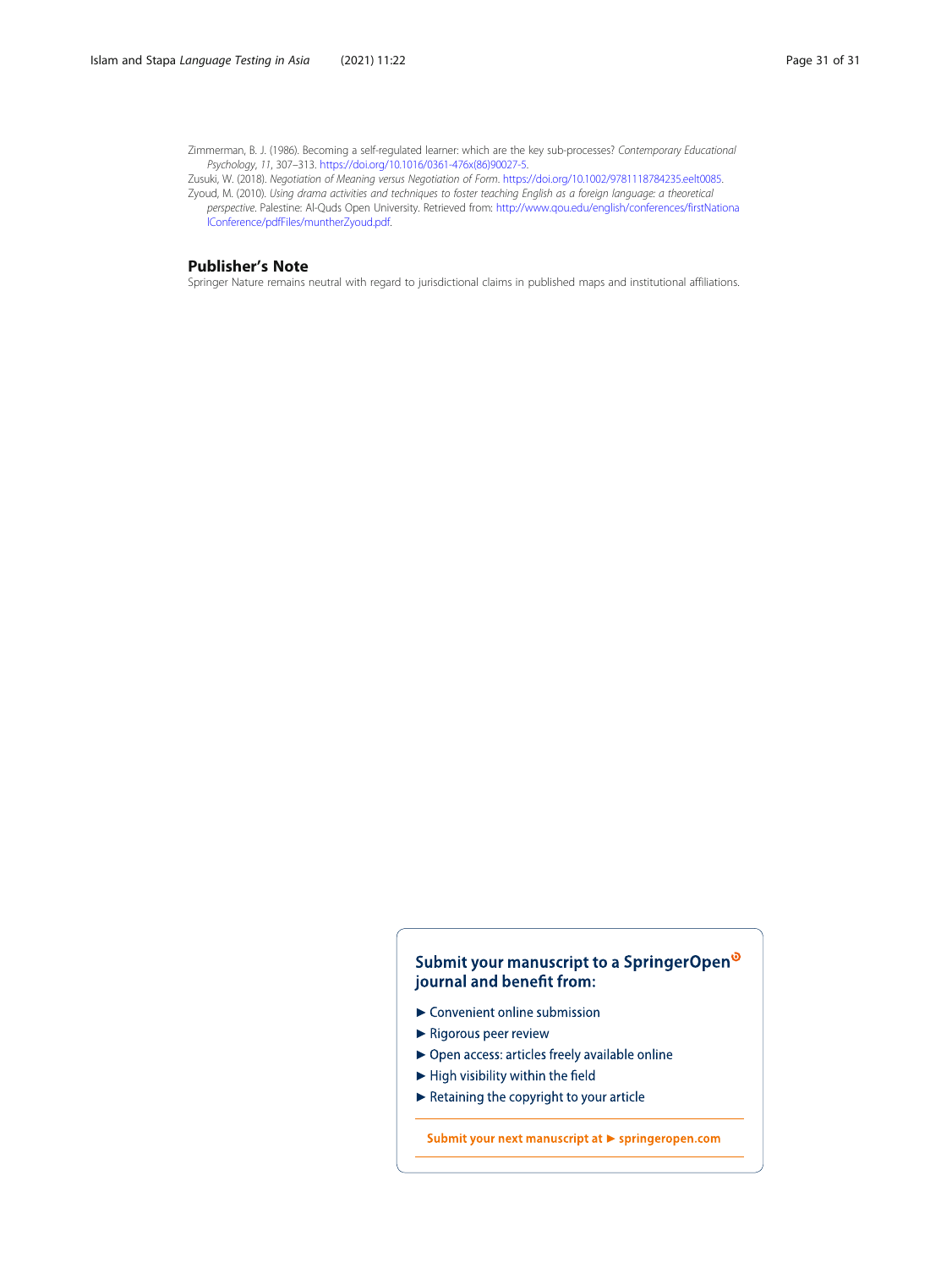Zimmerman, B. J. (1986). Becoming a self-regulated learner: which are the key sub-processes? *Contemporary Educational Psychology*, *11*, 307–313. https://doi.org/10.1016/0361-476x(86)90027-5.

Zusuki, W. (2018). *Negotiation of Meaning versus Negotiation of Form*. https://doi.org/10.1002/9781118784235.eelt0085.

Zyoud, M. (2010). *Using drama activities and techniques to foster teaching English as a foreign language: a theoretical perspective*. Palestine: Al-Quds Open University. Retrieved from: http://www.qou.edu/english/conferences/firstNationalConference/pdfFiles/muntherZyoud.pdf.

## Publisher's Note

Springer Nature remains neutral with regard to jurisdictional claims in published maps and institutional affiliations.

**Submit your manuscript to a SpringerOpen journal and benefit from:**

- ► Convenient online submission
- ► Rigorous peer review
- ► Open access: articles freely available online
- ► High visibility within the field
- ► Retaining the copyright to your article

**Submit your next manuscript at ► springeropen.com**